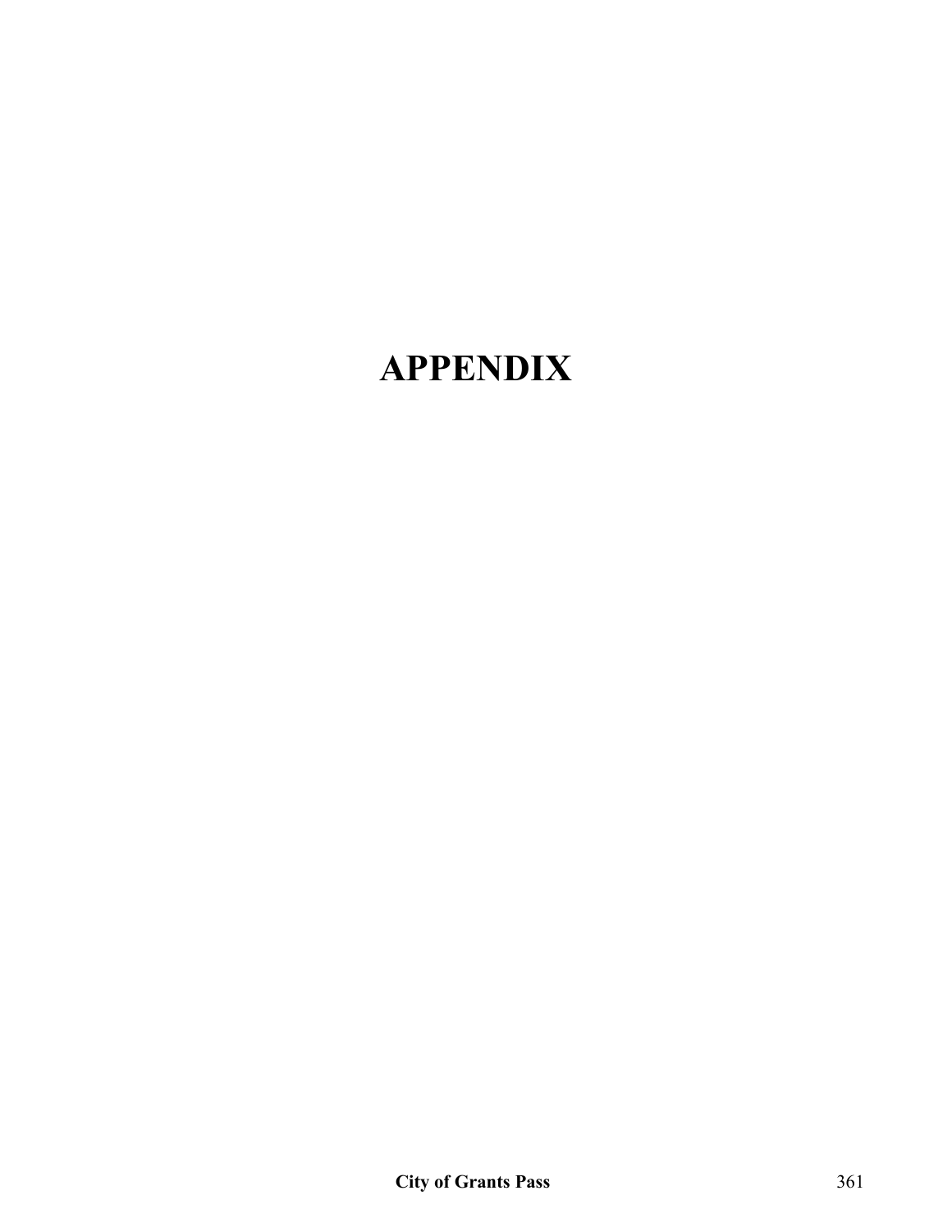# APPENDIX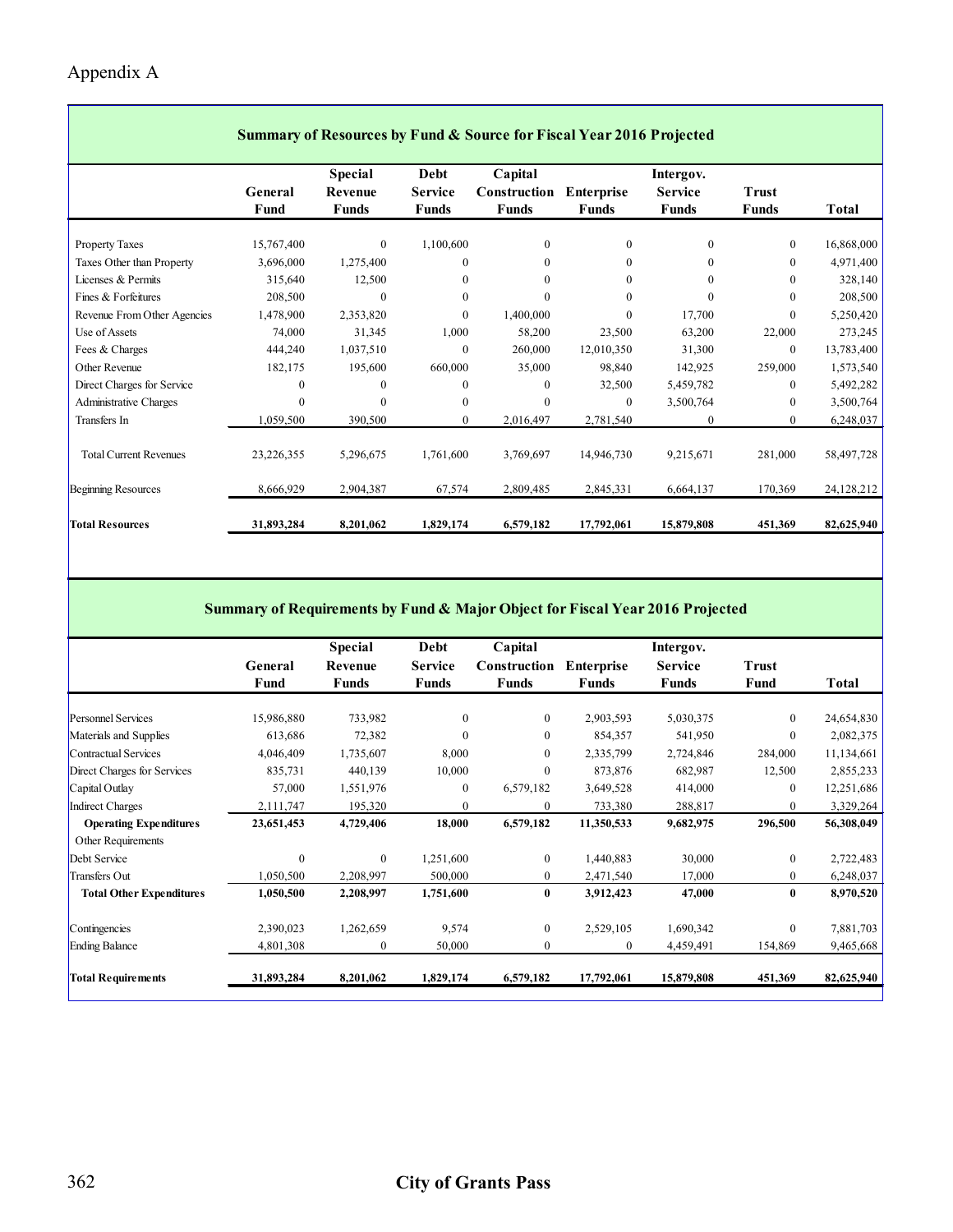# Appendix A

## Summary of Resources by Fund & Source for Fiscal Year 2016 Projected

| | General Fund | Special Revenue Funds | Debt Service Funds | Capital Construction Funds | Enterprise Funds | Intergov. Service Funds | Trust Funds | Total |
|---|---|---|---|---|---|---|---|---|
| Property Taxes | 15,767,400 | 0 | 1,100,600 | 0 | 0 | 0 | 0 | 16,868,000 |
| Taxes Other than Property | 3,696,000 | 1,275,400 | 0 | 0 | 0 | 0 | 0 | 4,971,400 |
| Licenses & Permits | 315,640 | 12,500 | 0 | 0 | 0 | 0 | 0 | 328,140 |
| Fines & Forfeitures | 208,500 | 0 | 0 | 0 | 0 | 0 | 0 | 208,500 |
| Revenue From Other Agencies | 1,478,900 | 2,353,820 | 0 | 1,400,000 | 0 | 17,700 | 0 | 5,250,420 |
| Use of Assets | 74,000 | 31,345 | 1,000 | 58,200 | 23,500 | 63,200 | 22,000 | 273,245 |
| Fees & Charges | 444,240 | 1,037,510 | 0 | 260,000 | 12,010,350 | 31,300 | 0 | 13,783,400 |
| Other Revenue | 182,175 | 195,600 | 660,000 | 35,000 | 98,840 | 142,925 | 259,000 | 1,573,540 |
| Direct Charges for Service | 0 | 0 | 0 | 0 | 32,500 | 5,459,782 | 0 | 5,492,282 |
| Administrative Charges | 0 | 0 | 0 | 0 | 0 | 3,500,764 | 0 | 3,500,764 |
| Transfers In | 1,059,500 | 390,500 | 0 | 2,016,497 | 2,781,540 | 0 | 0 | 6,248,037 |
| Total Current Revenues | 23,226,355 | 5,296,675 | 1,761,600 | 3,769,697 | 14,946,730 | 9,215,671 | 281,000 | 58,497,728 |
| Beginning Resources | 8,666,929 | 2,904,387 | 67,574 | 2,809,485 | 2,845,331 | 6,664,137 | 170,369 | 24,128,212 |
| **Total Resources** | **31,893,284** | **8,201,062** | **1,829,174** | **6,579,182** | **17,792,061** | **15,879,808** | **451,369** | **82,625,940** |

## Summary of Requirements by Fund & Major Object for Fiscal Year 2016 Projected

| | General Fund | Special Revenue Funds | Debt Service Funds | Capital Construction Funds | Enterprise Funds | Intergov. Service Funds | Trust Fund | Total |
|---|---|---|---|---|---|---|---|---|
| Personnel Services | 15,986,880 | 733,982 | 0 | 0 | 2,903,593 | 5,030,375 | 0 | 24,654,830 |
| Materials and Supplies | 613,686 | 72,382 | 0 | 0 | 854,357 | 541,950 | 0 | 2,082,375 |
| Contractual Services | 4,046,409 | 1,735,607 | 8,000 | 0 | 2,335,799 | 2,724,846 | 284,000 | 11,134,661 |
| Direct Charges for Services | 835,731 | 440,139 | 10,000 | 0 | 873,876 | 682,987 | 12,500 | 2,855,233 |
| Capital Outlay | 57,000 | 1,551,976 | 0 | 6,579,182 | 3,649,528 | 414,000 | 0 | 12,251,686 |
| Indirect Charges | 2,111,747 | 195,320 | 0 | 0 | 733,380 | 288,817 | 0 | 3,329,264 |
| **Operating Expenditures** | **23,651,453** | **4,729,406** | **18,000** | **6,579,182** | **11,350,533** | **9,682,975** | **296,500** | **56,308,049** |
| Other Requirements | | | | | | | | |
| Debt Service | 0 | 0 | 1,251,600 | 0 | 1,440,883 | 30,000 | 0 | 2,722,483 |
| Transfers Out | 1,050,500 | 2,208,997 | 500,000 | 0 | 2,471,540 | 17,000 | 0 | 6,248,037 |
| **Total Other Expenditures** | **1,050,500** | **2,208,997** | **1,751,600** | **0** | **3,912,423** | **47,000** | **0** | **8,970,520** |
| Contingencies | 2,390,023 | 1,262,659 | 9,574 | 0 | 2,529,105 | 1,690,342 | 0 | 7,881,703 |
| Ending Balance | 4,801,308 | 0 | 50,000 | 0 | 0 | 4,459,491 | 154,869 | 9,465,668 |
| **Total Requirements** | **31,893,284** | **8,201,062** | **1,829,174** | **6,579,182** | **17,792,061** | **15,879,808** | **451,369** | **82,625,940** |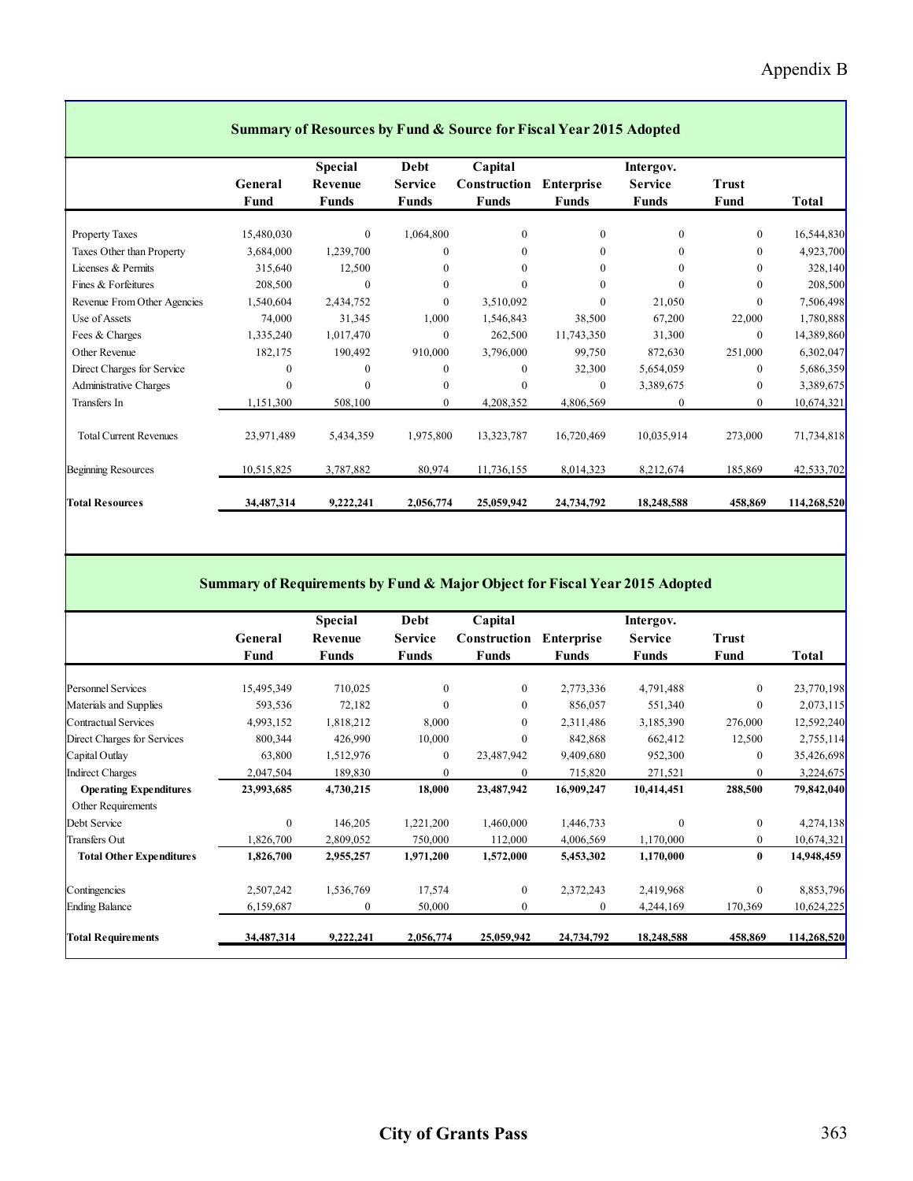Appendix B

## Summary of Resources by Fund & Source for Fiscal Year 2015 Adopted

| | General Fund | Special Revenue Funds | Debt Service Funds | Capital Construction Funds | Enterprise Funds | Intergov. Service Funds | Trust Fund | Total |
|---|---|---|---|---|---|---|---|---|
| Property Taxes | 15,480,030 | 0 | 1,064,800 | 0 | 0 | 0 | 0 | 16,544,830 |
| Taxes Other than Property | 3,684,000 | 1,239,700 | 0 | 0 | 0 | 0 | 0 | 4,923,700 |
| Licenses & Permits | 315,640 | 12,500 | 0 | 0 | 0 | 0 | 0 | 328,140 |
| Fines & Forfeitures | 208,500 | 0 | 0 | 0 | 0 | 0 | 0 | 208,500 |
| Revenue From Other Agencies | 1,540,604 | 2,434,752 | 0 | 3,510,092 | 0 | 21,050 | 0 | 7,506,498 |
| Use of Assets | 74,000 | 31,345 | 1,000 | 1,546,843 | 38,500 | 67,200 | 22,000 | 1,780,888 |
| Fees & Charges | 1,335,240 | 1,017,470 | 0 | 262,500 | 11,743,350 | 31,300 | 0 | 14,389,860 |
| Other Revenue | 182,175 | 190,492 | 910,000 | 3,796,000 | 99,750 | 872,630 | 251,000 | 6,302,047 |
| Direct Charges for Service | 0 | 0 | 0 | 0 | 32,300 | 5,654,059 | 0 | 5,686,359 |
| Administrative Charges | 0 | 0 | 0 | 0 | 0 | 3,389,675 | 0 | 3,389,675 |
| Transfers In | 1,151,300 | 508,100 | 0 | 4,208,352 | 4,806,569 | 0 | 0 | 10,674,321 |
| Total Current Revenues | 23,971,489 | 5,434,359 | 1,975,800 | 13,323,787 | 16,720,469 | 10,035,914 | 273,000 | 71,734,818 |
| Beginning Resources | 10,515,825 | 3,787,882 | 80,974 | 11,736,155 | 8,014,323 | 8,212,674 | 185,869 | 42,533,702 |
| **Total Resources** | **34,487,314** | **9,222,241** | **2,056,774** | **25,059,942** | **24,734,792** | **18,248,588** | **458,869** | **114,268,520** |

## Summary of Requirements by Fund & Major Object for Fiscal Year 2015 Adopted

| | General Fund | Special Revenue Funds | Debt Service Funds | Capital Construction Funds | Enterprise Funds | Intergov. Service Funds | Trust Fund | Total |
|---|---|---|---|---|---|---|---|---|
| Personnel Services | 15,495,349 | 710,025 | 0 | 0 | 2,773,336 | 4,791,488 | 0 | 23,770,198 |
| Materials and Supplies | 593,536 | 72,182 | 0 | 0 | 856,057 | 551,340 | 0 | 2,073,115 |
| Contractual Services | 4,993,152 | 1,818,212 | 8,000 | 0 | 2,311,486 | 3,185,390 | 276,000 | 12,592,240 |
| Direct Charges for Services | 800,344 | 426,990 | 10,000 | 0 | 842,868 | 662,412 | 12,500 | 2,755,114 |
| Capital Outlay | 63,800 | 1,512,976 | 0 | 23,487,942 | 9,409,680 | 952,300 | 0 | 35,426,698 |
| Indirect Charges | 2,047,504 | 189,830 | 0 | 0 | 715,820 | 271,521 | 0 | 3,224,675 |
| **Operating Expenditures** | **23,993,685** | **4,730,215** | **18,000** | **23,487,942** | **16,909,247** | **10,414,451** | **288,500** | **79,842,040** |
| Other Requirements | | | | | | | | |
| Debt Service | 0 | 146,205 | 1,221,200 | 1,460,000 | 1,446,733 | 0 | 0 | 4,274,138 |
| Transfers Out | 1,826,700 | 2,809,052 | 750,000 | 112,000 | 4,006,569 | 1,170,000 | 0 | 10,674,321 |
| **Total Other Expenditures** | **1,826,700** | **2,955,257** | **1,971,200** | **1,572,000** | **5,453,302** | **1,170,000** | **0** | **14,948,459** |
| Contingencies | 2,507,242 | 1,536,769 | 17,574 | 0 | 2,372,243 | 2,419,968 | 0 | 8,853,796 |
| Ending Balance | 6,159,687 | 0 | 50,000 | 0 | 0 | 4,244,169 | 170,369 | 10,624,225 |
| **Total Requirements** | **34,487,314** | **9,222,241** | **2,056,774** | **25,059,942** | **24,734,792** | **18,248,588** | **458,869** | **114,268,520** |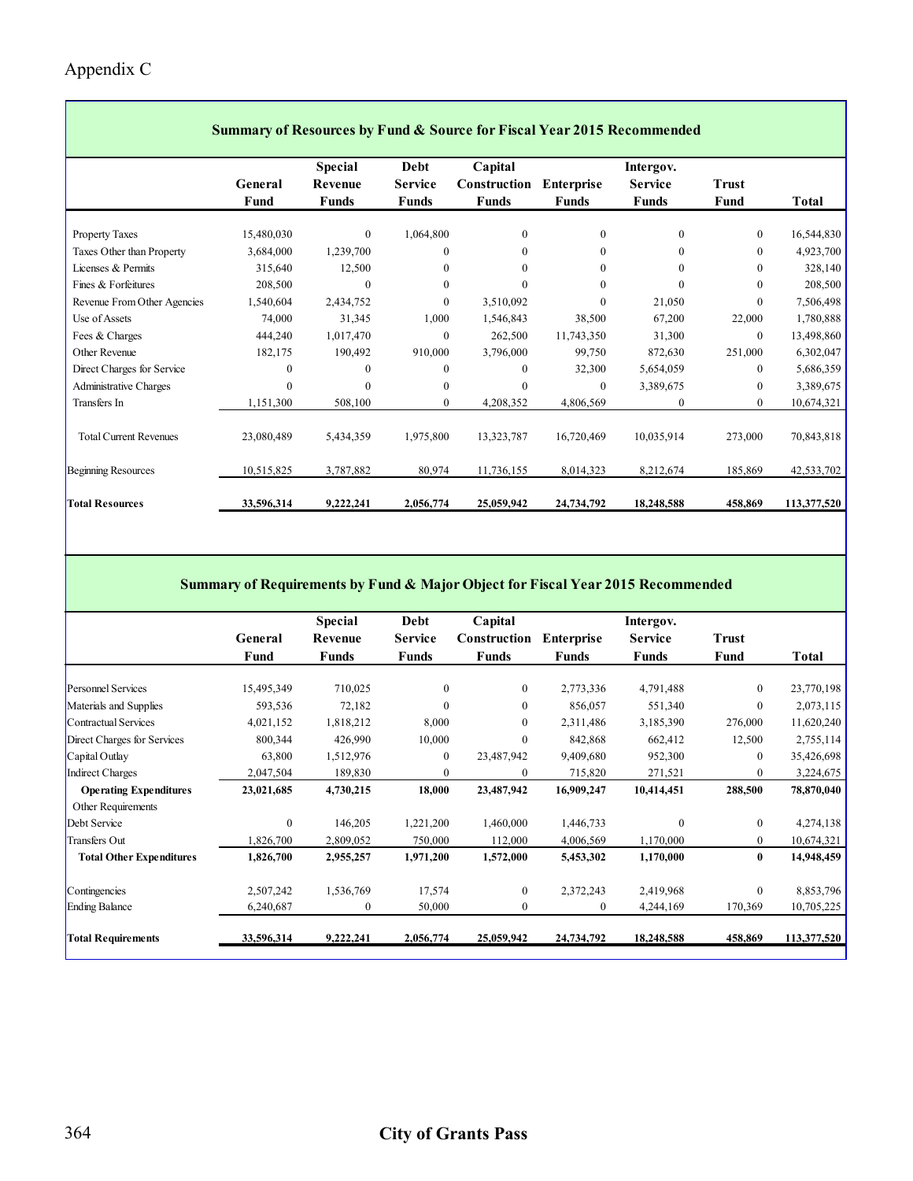# Appendix C

## Summary of Resources by Fund & Source for Fiscal Year 2015 Recommended

| | General Fund | Special Revenue Funds | Debt Service Funds | Capital Construction Funds | Enterprise Funds | Intergov. Service Funds | Trust Fund | Total |
|---|---|---|---|---|---|---|---|---|
| Property Taxes | 15,480,030 | 0 | 1,064,800 | 0 | 0 | 0 | 0 | 16,544,830 |
| Taxes Other than Property | 3,684,000 | 1,239,700 | 0 | 0 | 0 | 0 | 0 | 4,923,700 |
| Licenses & Permits | 315,640 | 12,500 | 0 | 0 | 0 | 0 | 0 | 328,140 |
| Fines & Forfeitures | 208,500 | 0 | 0 | 0 | 0 | 0 | 0 | 208,500 |
| Revenue From Other Agencies | 1,540,604 | 2,434,752 | 0 | 3,510,092 | 0 | 21,050 | 0 | 7,506,498 |
| Use of Assets | 74,000 | 31,345 | 1,000 | 1,546,843 | 38,500 | 67,200 | 22,000 | 1,780,888 |
| Fees & Charges | 444,240 | 1,017,470 | 0 | 262,500 | 11,743,350 | 31,300 | 0 | 13,498,860 |
| Other Revenue | 182,175 | 190,492 | 910,000 | 3,796,000 | 99,750 | 872,630 | 251,000 | 6,302,047 |
| Direct Charges for Service | 0 | 0 | 0 | 0 | 32,300 | 5,654,059 | 0 | 5,686,359 |
| Administrative Charges | 0 | 0 | 0 | 0 | 0 | 3,389,675 | 0 | 3,389,675 |
| Transfers In | 1,151,300 | 508,100 | 0 | 4,208,352 | 4,806,569 | 0 | 0 | 10,674,321 |
| Total Current Revenues | 23,080,489 | 5,434,359 | 1,975,800 | 13,323,787 | 16,720,469 | 10,035,914 | 273,000 | 70,843,818 |
| Beginning Resources | 10,515,825 | 3,787,882 | 80,974 | 11,736,155 | 8,014,323 | 8,212,674 | 185,869 | 42,533,702 |
| **Total Resources** | **33,596,314** | **9,222,241** | **2,056,774** | **25,059,942** | **24,734,792** | **18,248,588** | **458,869** | **113,377,520** |

## Summary of Requirements by Fund & Major Object for Fiscal Year 2015 Recommended

| | General Fund | Special Revenue Funds | Debt Service Funds | Capital Construction Funds | Enterprise Funds | Intergov. Service Funds | Trust Fund | Total |
|---|---|---|---|---|---|---|---|---|
| Personnel Services | 15,495,349 | 710,025 | 0 | 0 | 2,773,336 | 4,791,488 | 0 | 23,770,198 |
| Materials and Supplies | 593,536 | 72,182 | 0 | 0 | 856,057 | 551,340 | 0 | 2,073,115 |
| Contractual Services | 4,021,152 | 1,818,212 | 8,000 | 0 | 2,311,486 | 3,185,390 | 276,000 | 11,620,240 |
| Direct Charges for Services | 800,344 | 426,990 | 10,000 | 0 | 842,868 | 662,412 | 12,500 | 2,755,114 |
| Capital Outlay | 63,800 | 1,512,976 | 0 | 23,487,942 | 9,409,680 | 952,300 | 0 | 35,426,698 |
| Indirect Charges | 2,047,504 | 189,830 | 0 | 0 | 715,820 | 271,521 | 0 | 3,224,675 |
| **Operating Expenditures** | **23,021,685** | **4,730,215** | **18,000** | **23,487,942** | **16,909,247** | **10,414,451** | **288,500** | **78,870,040** |
| Other Requirements | | | | | | | | |
| Debt Service | 0 | 146,205 | 1,221,200 | 1,460,000 | 1,446,733 | 0 | 0 | 4,274,138 |
| Transfers Out | 1,826,700 | 2,809,052 | 750,000 | 112,000 | 4,006,569 | 1,170,000 | 0 | 10,674,321 |
| **Total Other Expenditures** | **1,826,700** | **2,955,257** | **1,971,200** | **1,572,000** | **5,453,302** | **1,170,000** | **0** | **14,948,459** |
| Contingencies | 2,507,242 | 1,536,769 | 17,574 | 0 | 2,372,243 | 2,419,968 | 0 | 8,853,796 |
| Ending Balance | 6,240,687 | 0 | 50,000 | 0 | 0 | 4,244,169 | 170,369 | 10,705,225 |
| **Total Requirements** | **33,596,314** | **9,222,241** | **2,056,774** | **25,059,942** | **24,734,792** | **18,248,588** | **458,869** | **113,377,520** |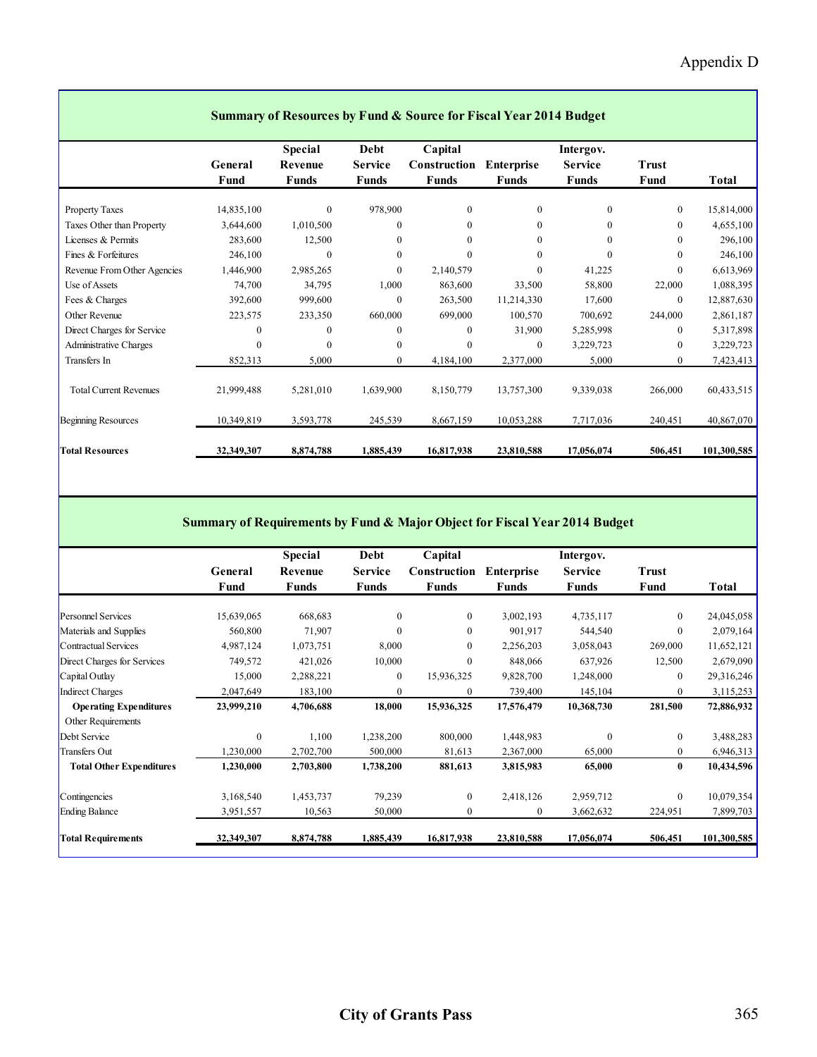Appendix D

## Summary of Resources by Fund & Source for Fiscal Year 2014 Budget

| | General Fund | Special Revenue Funds | Debt Service Funds | Capital Construction Funds | Enterprise Funds | Intergov. Service Funds | Trust Fund | Total |
|---|---|---|---|---|---|---|---|---|
| Property Taxes | 14,835,100 | 0 | 978,900 | 0 | 0 | 0 | 0 | 15,814,000 |
| Taxes Other than Property | 3,644,600 | 1,010,500 | 0 | 0 | 0 | 0 | 0 | 4,655,100 |
| Licenses & Permits | 283,600 | 12,500 | 0 | 0 | 0 | 0 | 0 | 296,100 |
| Fines & Forfeitures | 246,100 | 0 | 0 | 0 | 0 | 0 | 0 | 246,100 |
| Revenue From Other Agencies | 1,446,900 | 2,985,265 | 0 | 2,140,579 | 0 | 41,225 | 0 | 6,613,969 |
| Use of Assets | 74,700 | 34,795 | 1,000 | 863,600 | 33,500 | 58,800 | 22,000 | 1,088,395 |
| Fees & Charges | 392,600 | 999,600 | 0 | 263,500 | 11,214,330 | 17,600 | 0 | 12,887,630 |
| Other Revenue | 223,575 | 233,350 | 660,000 | 699,000 | 100,570 | 700,692 | 244,000 | 2,861,187 |
| Direct Charges for Service | 0 | 0 | 0 | 0 | 31,900 | 5,285,998 | 0 | 5,317,898 |
| Administrative Charges | 0 | 0 | 0 | 0 | 0 | 3,229,723 | 0 | 3,229,723 |
| Transfers In | 852,313 | 5,000 | 0 | 4,184,100 | 2,377,000 | 5,000 | 0 | 7,423,413 |
| Total Current Revenues | 21,999,488 | 5,281,010 | 1,639,900 | 8,150,779 | 13,757,300 | 9,339,038 | 266,000 | 60,433,515 |
| Beginning Resources | 10,349,819 | 3,593,778 | 245,539 | 8,667,159 | 10,053,288 | 7,717,036 | 240,451 | 40,867,070 |
| **Total Resources** | **32,349,307** | **8,874,788** | **1,885,439** | **16,817,938** | **23,810,588** | **17,056,074** | **506,451** | **101,300,585** |

## Summary of Requirements by Fund & Major Object for Fiscal Year 2014 Budget

| | General Fund | Special Revenue Funds | Debt Service Funds | Capital Construction Funds | Enterprise Funds | Intergov. Service Funds | Trust Fund | Total |
|---|---|---|---|---|---|---|---|---|
| Personnel Services | 15,639,065 | 668,683 | 0 | 0 | 3,002,193 | 4,735,117 | 0 | 24,045,058 |
| Materials and Supplies | 560,800 | 71,907 | 0 | 0 | 901,917 | 544,540 | 0 | 2,079,164 |
| Contractual Services | 4,987,124 | 1,073,751 | 8,000 | 0 | 2,256,203 | 3,058,043 | 269,000 | 11,652,121 |
| Direct Charges for Services | 749,572 | 421,026 | 10,000 | 0 | 848,066 | 637,926 | 12,500 | 2,679,090 |
| Capital Outlay | 15,000 | 2,288,221 | 0 | 15,936,325 | 9,828,700 | 1,248,000 | 0 | 29,316,246 |
| Indirect Charges | 2,047,649 | 183,100 | 0 | 0 | 739,400 | 145,104 | 0 | 3,115,253 |
| **Operating Expenditures** | **23,999,210** | **4,706,688** | **18,000** | **15,936,325** | **17,576,479** | **10,368,730** | **281,500** | **72,886,932** |
| Other Requirements | | | | | | | | |
| Debt Service | 0 | 1,100 | 1,238,200 | 800,000 | 1,448,983 | 0 | 0 | 3,488,283 |
| Transfers Out | 1,230,000 | 2,702,700 | 500,000 | 81,613 | 2,367,000 | 65,000 | 0 | 6,946,313 |
| **Total Other Expenditures** | **1,230,000** | **2,703,800** | **1,738,200** | **881,613** | **3,815,983** | **65,000** | **0** | **10,434,596** |
| Contingencies | 3,168,540 | 1,453,737 | 79,239 | 0 | 2,418,126 | 2,959,712 | 0 | 10,079,354 |
| Ending Balance | 3,951,557 | 10,563 | 50,000 | 0 | 0 | 3,662,632 | 224,951 | 7,899,703 |
| **Total Requirements** | **32,349,307** | **8,874,788** | **1,885,439** | **16,817,938** | **23,810,588** | **17,056,074** | **506,451** | **101,300,585** |

City of Grants Pass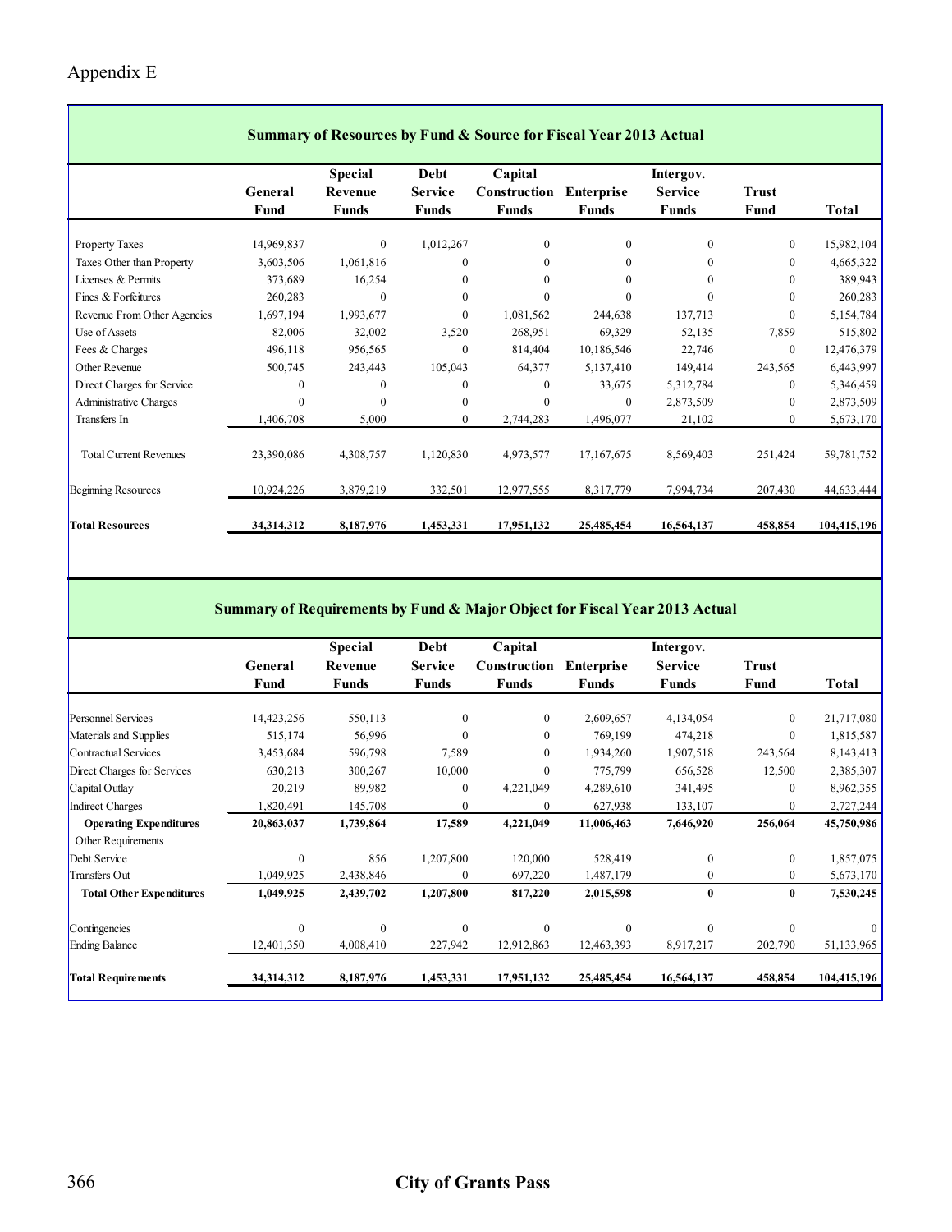# Appendix E

## Summary of Resources by Fund & Source for Fiscal Year 2013 Actual

| | General Fund | Special Revenue Funds | Debt Service Funds | Capital Construction Funds | Enterprise Funds | Intergov. Service Funds | Trust Fund | Total |
|---|---|---|---|---|---|---|---|---|
| Property Taxes | 14,969,837 | 0 | 1,012,267 | 0 | 0 | 0 | 0 | 15,982,104 |
| Taxes Other than Property | 3,603,506 | 1,061,816 | 0 | 0 | 0 | 0 | 0 | 4,665,322 |
| Licenses & Permits | 373,689 | 16,254 | 0 | 0 | 0 | 0 | 0 | 389,943 |
| Fines & Forfeitures | 260,283 | 0 | 0 | 0 | 0 | 0 | 0 | 260,283 |
| Revenue From Other Agencies | 1,697,194 | 1,993,677 | 0 | 1,081,562 | 244,638 | 137,713 | 0 | 5,154,784 |
| Use of Assets | 82,006 | 32,002 | 3,520 | 268,951 | 69,329 | 52,135 | 7,859 | 515,802 |
| Fees & Charges | 496,118 | 956,565 | 0 | 814,404 | 10,186,546 | 22,746 | 0 | 12,476,379 |
| Other Revenue | 500,745 | 243,443 | 105,043 | 64,377 | 5,137,410 | 149,414 | 243,565 | 6,443,997 |
| Direct Charges for Service | 0 | 0 | 0 | 0 | 33,675 | 5,312,784 | 0 | 5,346,459 |
| Administrative Charges | 0 | 0 | 0 | 0 | 0 | 2,873,509 | 0 | 2,873,509 |
| Transfers In | 1,406,708 | 5,000 | 0 | 2,744,283 | 1,496,077 | 21,102 | 0 | 5,673,170 |
| Total Current Revenues | 23,390,086 | 4,308,757 | 1,120,830 | 4,973,577 | 17,167,675 | 8,569,403 | 251,424 | 59,781,752 |
| Beginning Resources | 10,924,226 | 3,879,219 | 332,501 | 12,977,555 | 8,317,779 | 7,994,734 | 207,430 | 44,633,444 |
| **Total Resources** | **34,314,312** | **8,187,976** | **1,453,331** | **17,951,132** | **25,485,454** | **16,564,137** | **458,854** | **104,415,196** |

## Summary of Requirements by Fund & Major Object for Fiscal Year 2013 Actual

| | General Fund | Special Revenue Funds | Debt Service Funds | Capital Construction Funds | Enterprise Funds | Intergov. Service Funds | Trust Fund | Total |
|---|---|---|---|---|---|---|---|---|
| Personnel Services | 14,423,256 | 550,113 | 0 | 0 | 2,609,657 | 4,134,054 | 0 | 21,717,080 |
| Materials and Supplies | 515,174 | 56,996 | 0 | 0 | 769,199 | 474,218 | 0 | 1,815,587 |
| Contractual Services | 3,453,684 | 596,798 | 7,589 | 0 | 1,934,260 | 1,907,518 | 243,564 | 8,143,413 |
| Direct Charges for Services | 630,213 | 300,267 | 10,000 | 0 | 775,799 | 656,528 | 12,500 | 2,385,307 |
| Capital Outlay | 20,219 | 89,982 | 0 | 4,221,049 | 4,289,610 | 341,495 | 0 | 8,962,355 |
| Indirect Charges | 1,820,491 | 145,708 | 0 | 0 | 627,938 | 133,107 | 0 | 2,727,244 |
| **Operating Expenditures** | **20,863,037** | **1,739,864** | **17,589** | **4,221,049** | **11,006,463** | **7,646,920** | **256,064** | **45,750,986** |
| Other Requirements | | | | | | | | |
| Debt Service | 0 | 856 | 1,207,800 | 120,000 | 528,419 | 0 | 0 | 1,857,075 |
| Transfers Out | 1,049,925 | 2,438,846 | 0 | 697,220 | 1,487,179 | 0 | 0 | 5,673,170 |
| **Total Other Expenditures** | **1,049,925** | **2,439,702** | **1,207,800** | **817,220** | **2,015,598** | **0** | **0** | **7,530,245** |
| Contingencies | 0 | 0 | 0 | 0 | 0 | 0 | 0 | 0 |
| Ending Balance | 12,401,350 | 4,008,410 | 227,942 | 12,912,863 | 12,463,393 | 8,917,217 | 202,790 | 51,133,965 |
| **Total Requirements** | **34,314,312** | **8,187,976** | **1,453,331** | **17,951,132** | **25,485,454** | **16,564,137** | **458,854** | **104,415,196** |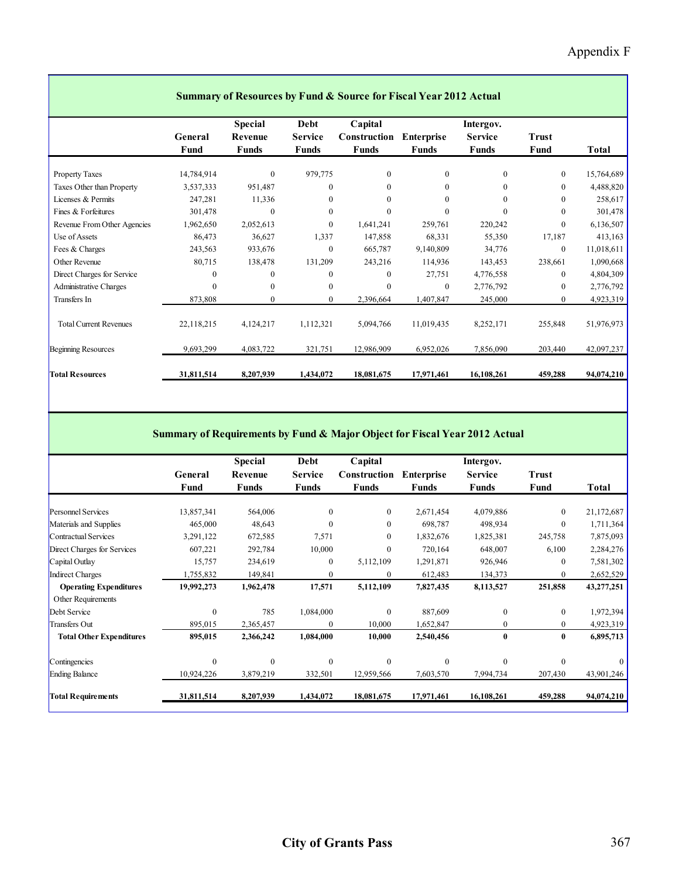Appendix F

## Summary of Resources by Fund & Source for Fiscal Year 2012 Actual

| | General Fund | Special Revenue Funds | Debt Service Funds | Capital Construction Funds | Enterprise Funds | Intergov. Service Funds | Trust Fund | Total |
|---|---|---|---|---|---|---|---|---|
| Property Taxes | 14,784,914 | 0 | 979,775 | 0 | 0 | 0 | 0 | 15,764,689 |
| Taxes Other than Property | 3,537,333 | 951,487 | 0 | 0 | 0 | 0 | 0 | 4,488,820 |
| Licenses & Permits | 247,281 | 11,336 | 0 | 0 | 0 | 0 | 0 | 258,617 |
| Fines & Forfeitures | 301,478 | 0 | 0 | 0 | 0 | 0 | 0 | 301,478 |
| Revenue From Other Agencies | 1,962,650 | 2,052,613 | 0 | 1,641,241 | 259,761 | 220,242 | 0 | 6,136,507 |
| Use of Assets | 86,473 | 36,627 | 1,337 | 147,858 | 68,331 | 55,350 | 17,187 | 413,163 |
| Fees & Charges | 243,563 | 933,676 | 0 | 665,787 | 9,140,809 | 34,776 | 0 | 11,018,611 |
| Other Revenue | 80,715 | 138,478 | 131,209 | 243,216 | 114,936 | 143,453 | 238,661 | 1,090,668 |
| Direct Charges for Service | 0 | 0 | 0 | 0 | 27,751 | 4,776,558 | 0 | 4,804,309 |
| Administrative Charges | 0 | 0 | 0 | 0 | 0 | 2,776,792 | 0 | 2,776,792 |
| Transfers In | 873,808 | 0 | 0 | 2,396,664 | 1,407,847 | 245,000 | 0 | 4,923,319 |
| Total Current Revenues | 22,118,215 | 4,124,217 | 1,112,321 | 5,094,766 | 11,019,435 | 8,252,171 | 255,848 | 51,976,973 |
| Beginning Resources | 9,693,299 | 4,083,722 | 321,751 | 12,986,909 | 6,952,026 | 7,856,090 | 203,440 | 42,097,237 |
| **Total Resources** | **31,811,514** | **8,207,939** | **1,434,072** | **18,081,675** | **17,971,461** | **16,108,261** | **459,288** | **94,074,210** |

## Summary of Requirements by Fund & Major Object for Fiscal Year 2012 Actual

| | General Fund | Special Revenue Funds | Debt Service Funds | Capital Construction Funds | Enterprise Funds | Intergov. Service Funds | Trust Fund | Total |
|---|---|---|---|---|---|---|---|---|
| Personnel Services | 13,857,341 | 564,006 | 0 | 0 | 2,671,454 | 4,079,886 | 0 | 21,172,687 |
| Materials and Supplies | 465,000 | 48,643 | 0 | 0 | 698,787 | 498,934 | 0 | 1,711,364 |
| Contractual Services | 3,291,122 | 672,585 | 7,571 | 0 | 1,832,676 | 1,825,381 | 245,758 | 7,875,093 |
| Direct Charges for Services | 607,221 | 292,784 | 10,000 | 0 | 720,164 | 648,007 | 6,100 | 2,284,276 |
| Capital Outlay | 15,757 | 234,619 | 0 | 5,112,109 | 1,291,871 | 926,946 | 0 | 7,581,302 |
| Indirect Charges | 1,755,832 | 149,841 | 0 | 0 | 612,483 | 134,373 | 0 | 2,652,529 |
| **Operating Expenditures** | **19,992,273** | **1,962,478** | **17,571** | **5,112,109** | **7,827,435** | **8,113,527** | **251,858** | **43,277,251** |
| Other Requirements | | | | | | | | |
| Debt Service | 0 | 785 | 1,084,000 | 0 | 887,609 | 0 | 0 | 1,972,394 |
| Transfers Out | 895,015 | 2,365,457 | 0 | 10,000 | 1,652,847 | 0 | 0 | 4,923,319 |
| **Total Other Expenditures** | **895,015** | **2,366,242** | **1,084,000** | **10,000** | **2,540,456** | **0** | **0** | **6,895,713** |
| Contingencies | 0 | 0 | 0 | 0 | 0 | 0 | 0 | 0 |
| Ending Balance | 10,924,226 | 3,879,219 | 332,501 | 12,959,566 | 7,603,570 | 7,994,734 | 207,430 | 43,901,246 |
| **Total Requirements** | **31,811,514** | **8,207,939** | **1,434,072** | **18,081,675** | **17,971,461** | **16,108,261** | **459,288** | **94,074,210** |

City of Grants Pass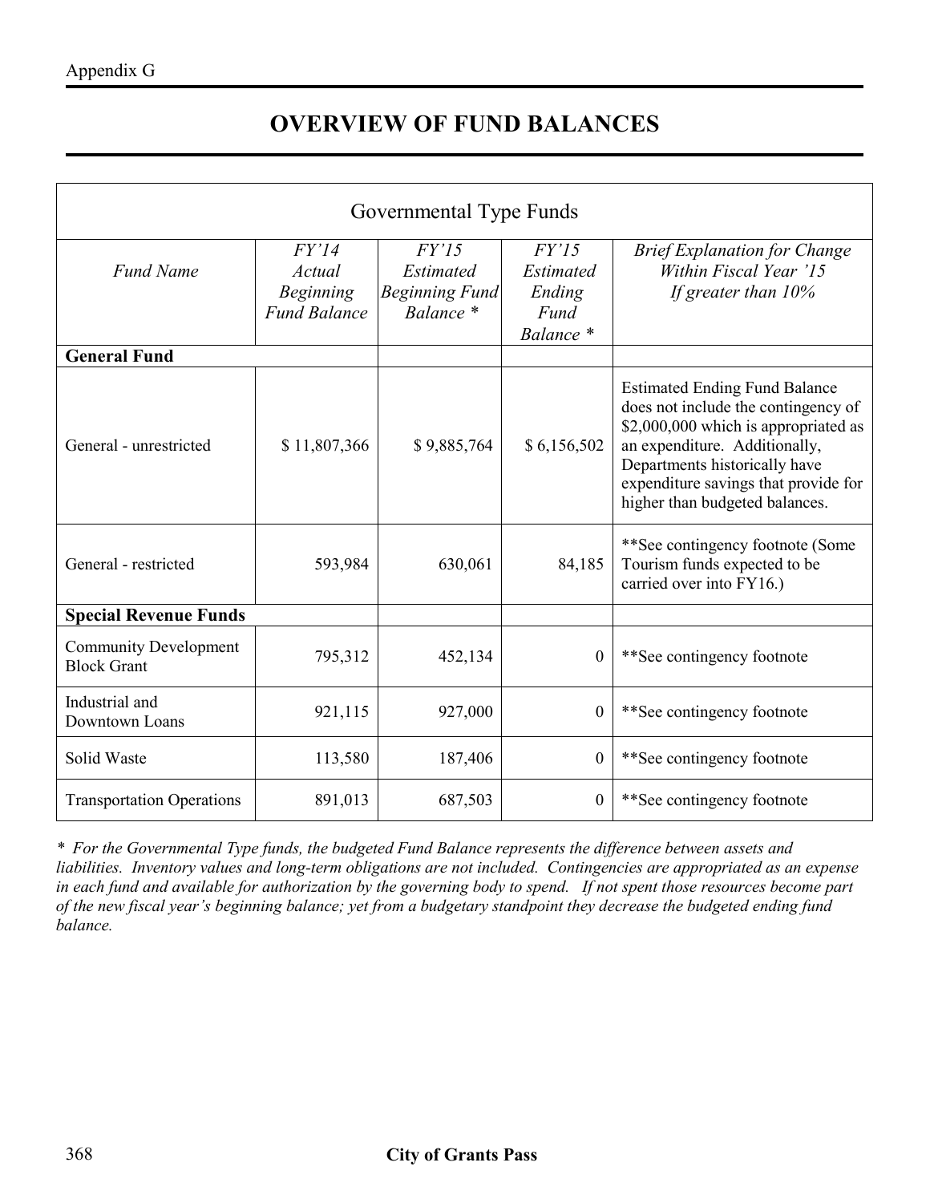Appendix G

# OVERVIEW OF FUND BALANCES

| Governmental Type Funds | | | | |
|---|---|---|---|---|
| *Fund Name* | *FY'14 Actual Beginning Fund Balance* | *FY'15 Estimated Beginning Fund Balance \** | *FY'15 Estimated Ending Fund Balance \** | *Brief Explanation for Change Within Fiscal Year '15 If greater than 10%* |
| **General Fund** | | | | |
| General - unrestricted | $ 11,807,366 | $ 9,885,764 | $ 6,156,502 | Estimated Ending Fund Balance does not include the contingency of $2,000,000 which is appropriated as an expenditure. Additionally, Departments historically have expenditure savings that provide for higher than budgeted balances. |
| General - restricted | 593,984 | 630,061 | 84,185 | **See contingency footnote (Some Tourism funds expected to be carried over into FY16.) |
| **Special Revenue Funds** | | | | |
| Community Development Block Grant | 795,312 | 452,134 | 0 | **See contingency footnote |
| Industrial and Downtown Loans | 921,115 | 927,000 | 0 | **See contingency footnote |
| Solid Waste | 113,580 | 187,406 | 0 | **See contingency footnote |
| Transportation Operations | 891,013 | 687,503 | 0 | **See contingency footnote |

*\* For the Governmental Type funds, the budgeted Fund Balance represents the difference between assets and liabilities. Inventory values and long-term obligations are not included. Contingencies are appropriated as an expense in each fund and available for authorization by the governing body to spend. If not spent those resources become part of the new fiscal year's beginning balance; yet from a budgetary standpoint they decrease the budgeted ending fund balance.*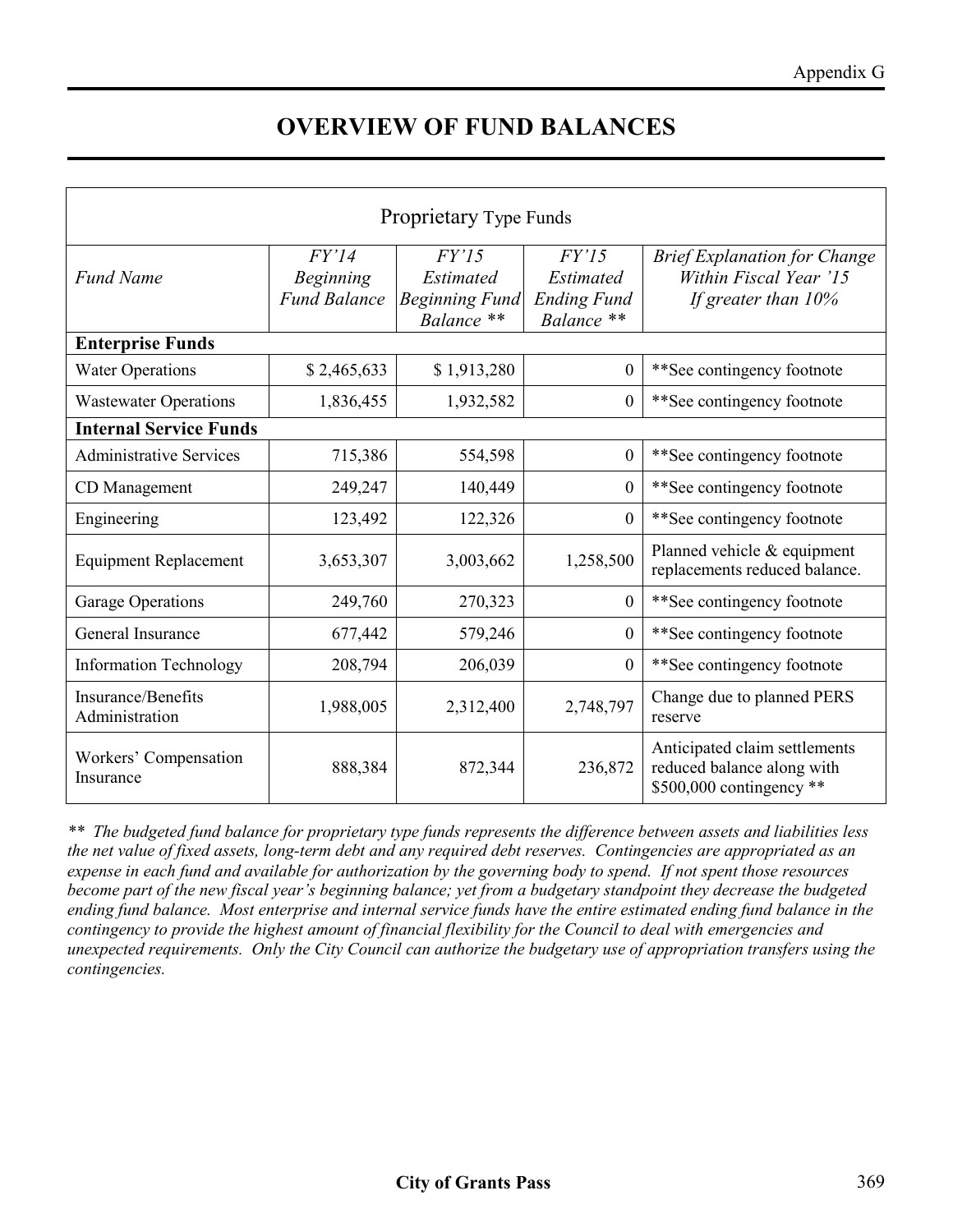# OVERVIEW OF FUND BALANCES

| Proprietary Type Funds | | | | |
|---|---|---|---|---|
| *Fund Name* | *FY'14 Beginning Fund Balance* | *FY'15 Estimated Beginning Fund Balance \*\** | *FY'15 Estimated Ending Fund Balance \*\** | *Brief Explanation for Change Within Fiscal Year '15 If greater than 10%* |
| **Enterprise Funds** | | | | |
| Water Operations | $ 2,465,633 | $ 1,913,280 | 0 | **See contingency footnote |
| Wastewater Operations | 1,836,455 | 1,932,582 | 0 | **See contingency footnote |
| **Internal Service Funds** | | | | |
| Administrative Services | 715,386 | 554,598 | 0 | **See contingency footnote |
| CD Management | 249,247 | 140,449 | 0 | **See contingency footnote |
| Engineering | 123,492 | 122,326 | 0 | **See contingency footnote |
| Equipment Replacement | 3,653,307 | 3,003,662 | 1,258,500 | Planned vehicle & equipment replacements reduced balance. |
| Garage Operations | 249,760 | 270,323 | 0 | **See contingency footnote |
| General Insurance | 677,442 | 579,246 | 0 | **See contingency footnote |
| Information Technology | 208,794 | 206,039 | 0 | **See contingency footnote |
| Insurance/Benefits Administration | 1,988,005 | 2,312,400 | 2,748,797 | Change due to planned PERS reserve |
| Workers' Compensation Insurance | 888,384 | 872,344 | 236,872 | Anticipated claim settlements reduced balance along with $500,000 contingency ** |

*\*\* The budgeted fund balance for proprietary type funds represents the difference between assets and liabilities less the net value of fixed assets, long-term debt and any required debt reserves. Contingencies are appropriated as an expense in each fund and available for authorization by the governing body to spend. If not spent those resources become part of the new fiscal year's beginning balance; yet from a budgetary standpoint they decrease the budgeted ending fund balance. Most enterprise and internal service funds have the entire estimated ending fund balance in the contingency to provide the highest amount of financial flexibility for the Council to deal with emergencies and unexpected requirements. Only the City Council can authorize the budgetary use of appropriation transfers using the contingencies.*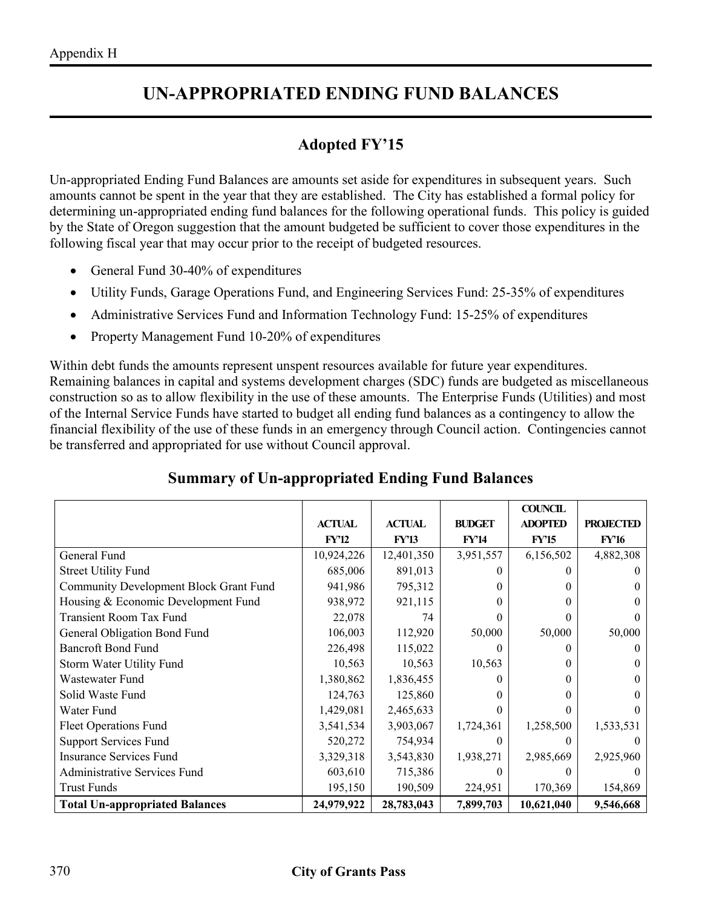Appendix H

# UN-APPROPRIATED ENDING FUND BALANCES

## Adopted FY'15

Un-appropriated Ending Fund Balances are amounts set aside for expenditures in subsequent years. Such amounts cannot be spent in the year that they are established. The City has established a formal policy for determining un-appropriated ending fund balances for the following operational funds. This policy is guided by the State of Oregon suggestion that the amount budgeted be sufficient to cover those expenditures in the following fiscal year that may occur prior to the receipt of budgeted resources.

- General Fund 30-40% of expenditures
- Utility Funds, Garage Operations Fund, and Engineering Services Fund: 25-35% of expenditures
- Administrative Services Fund and Information Technology Fund: 15-25% of expenditures
- Property Management Fund 10-20% of expenditures

Within debt funds the amounts represent unspent resources available for future year expenditures. Remaining balances in capital and systems development charges (SDC) funds are budgeted as miscellaneous construction so as to allow flexibility in the use of these amounts. The Enterprise Funds (Utilities) and most of the Internal Service Funds have started to budget all ending fund balances as a contingency to allow the financial flexibility of the use of these funds in an emergency through Council action. Contingencies cannot be transferred and appropriated for use without Council approval.

## Summary of Un-appropriated Ending Fund Balances

| | ACTUAL FY'12 | ACTUAL FY'13 | BUDGET FY'14 | COUNCIL ADOPTED FY'15 | PROJECTED FY'16 |
|---|---|---|---|---|---|
| General Fund | 10,924,226 | 12,401,350 | 3,951,557 | 6,156,502 | 4,882,308 |
| Street Utility Fund | 685,006 | 891,013 | 0 | 0 | 0 |
| Community Development Block Grant Fund | 941,986 | 795,312 | 0 | 0 | 0 |
| Housing & Economic Development Fund | 938,972 | 921,115 | 0 | 0 | 0 |
| Transient Room Tax Fund | 22,078 | 74 | 0 | 0 | 0 |
| General Obligation Bond Fund | 106,003 | 112,920 | 50,000 | 50,000 | 50,000 |
| Bancroft Bond Fund | 226,498 | 115,022 | 0 | 0 | 0 |
| Storm Water Utility Fund | 10,563 | 10,563 | 10,563 | 0 | 0 |
| Wastewater Fund | 1,380,862 | 1,836,455 | 0 | 0 | 0 |
| Solid Waste Fund | 124,763 | 125,860 | 0 | 0 | 0 |
| Water Fund | 1,429,081 | 2,465,633 | 0 | 0 | 0 |
| Fleet Operations Fund | 3,541,534 | 3,903,067 | 1,724,361 | 1,258,500 | 1,533,531 |
| Support Services Fund | 520,272 | 754,934 | 0 | 0 | 0 |
| Insurance Services Fund | 3,329,318 | 3,543,830 | 1,938,271 | 2,985,669 | 2,925,960 |
| Administrative Services Fund | 603,610 | 715,386 | 0 | 0 | 0 |
| Trust Funds | 195,150 | 190,509 | 224,951 | 170,369 | 154,869 |
| **Total Un-appropriated Balances** | **24,979,922** | **28,783,043** | **7,899,703** | **10,621,040** | **9,546,668** |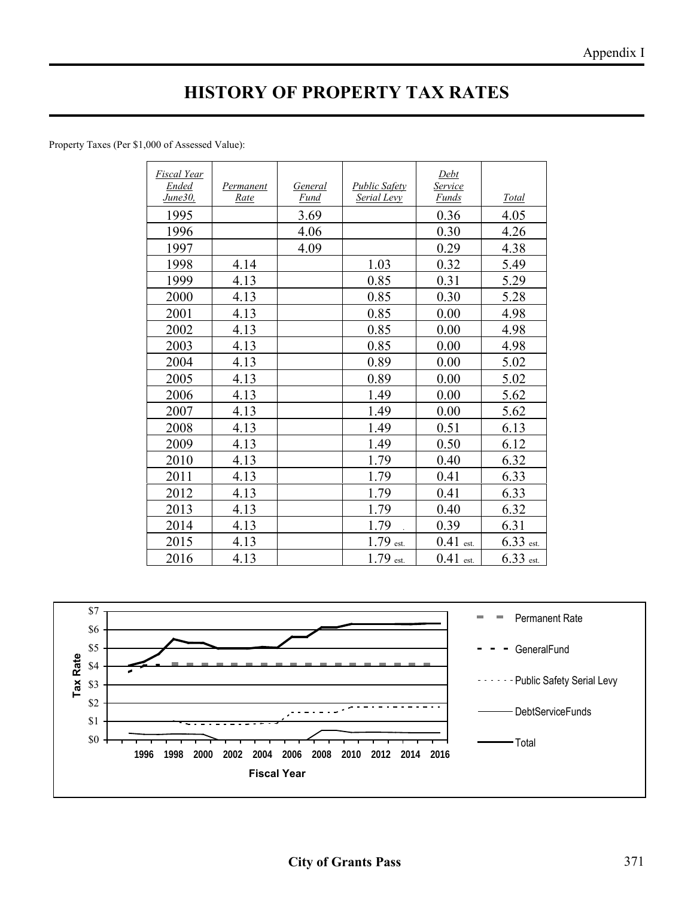# HISTORY OF PROPERTY TAX RATES

Property Taxes (Per $1,000 of Assessed Value):

| *Fiscal Year Ended June30,* | *Permanent Rate* | *General Fund* | *Public Safety Serial Levy* | *Debt Service Funds* | *Total* |
|---|---|---|---|---|---|
| 1995 | | 3.69 | | 0.36 | 4.05 |
| 1996 | | 4.06 | | 0.30 | 4.26 |
| 1997 | | 4.09 | | 0.29 | 4.38 |
| 1998 | 4.14 | | 1.03 | 0.32 | 5.49 |
| 1999 | 4.13 | | 0.85 | 0.31 | 5.29 |
| 2000 | 4.13 | | 0.85 | 0.30 | 5.28 |
| 2001 | 4.13 | | 0.85 | 0.00 | 4.98 |
| 2002 | 4.13 | | 0.85 | 0.00 | 4.98 |
| 2003 | 4.13 | | 0.85 | 0.00 | 4.98 |
| 2004 | 4.13 | | 0.89 | 0.00 | 5.02 |
| 2005 | 4.13 | | 0.89 | 0.00 | 5.02 |
| 2006 | 4.13 | | 1.49 | 0.00 | 5.62 |
| 2007 | 4.13 | | 1.49 | 0.00 | 5.62 |
| 2008 | 4.13 | | 1.49 | 0.51 | 6.13 |
| 2009 | 4.13 | | 1.49 | 0.50 | 6.12 |
| 2010 | 4.13 | | 1.79 | 0.40 | 6.32 |
| 2011 | 4.13 | | 1.79 | 0.41 | 6.33 |
| 2012 | 4.13 | | 1.79 | 0.41 | 6.33 |
| 2013 | 4.13 | | 1.79 | 0.40 | 6.32 |
| 2014 | 4.13 | | 1.79 | 0.39 | 6.31 |
| 2015 | 4.13 | | 1.79 est. | 0.41 est. | 6.33 est. |
| 2016 | 4.13 | | 1.79 est. | 0.41 est. | 6.33 est. |

Tax Rate ($0 – $7) by Fiscal Year (1996 – 2016)

Legend: Permanent Rate; GeneralFund; Public Safety Serial Levy; DebtServiceFunds; Total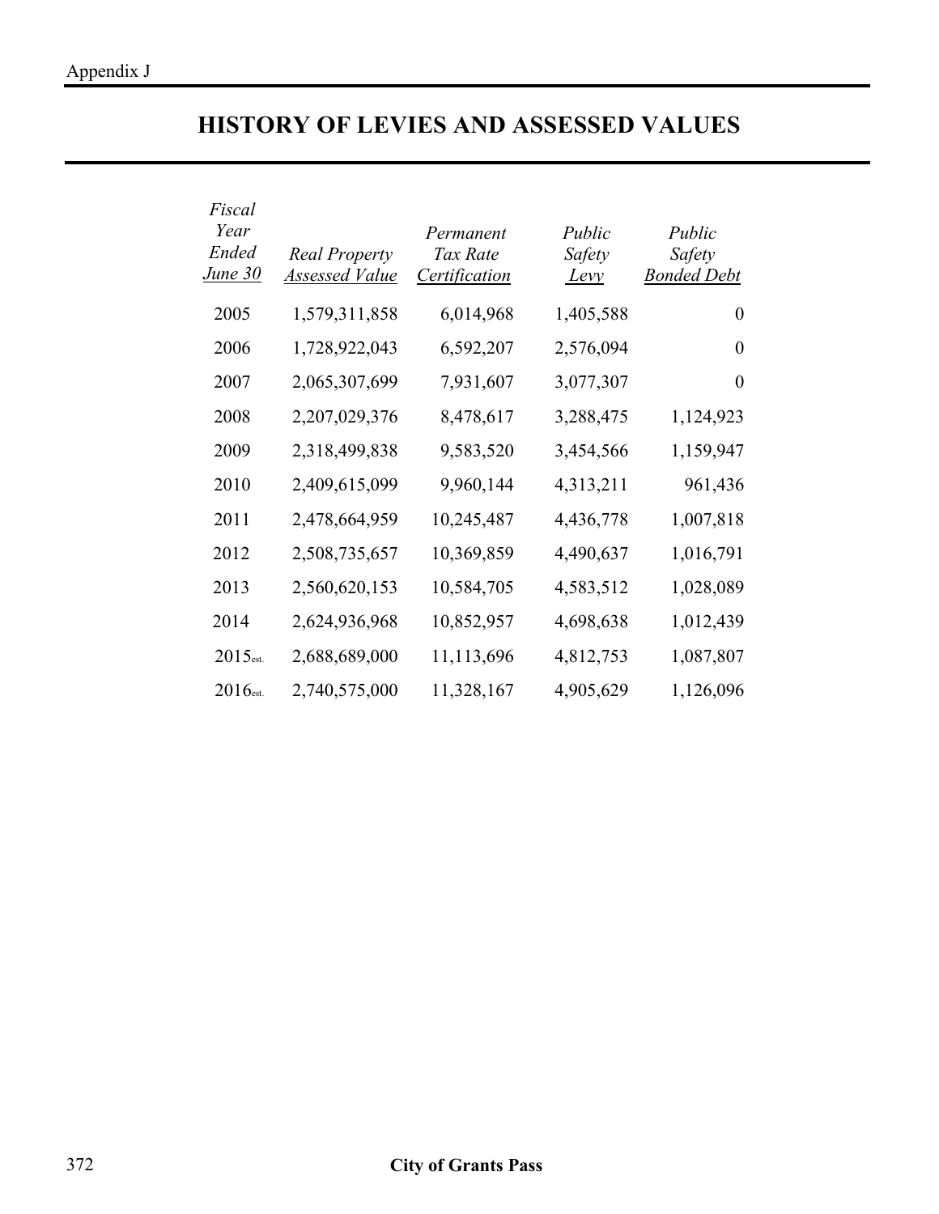# HISTORY OF LEVIES AND ASSESSED VALUES

| *Fiscal Year Ended June 30* | *Real Property Assessed Value* | *Permanent Tax Rate Certification* | *Public Safety Levy* | *Public Safety Bonded Debt* |
|---|---|---|---|---|
| 2005 | 1,579,311,858 | 6,014,968 | 1,405,588 | 0 |
| 2006 | 1,728,922,043 | 6,592,207 | 2,576,094 | 0 |
| 2007 | 2,065,307,699 | 7,931,607 | 3,077,307 | 0 |
| 2008 | 2,207,029,376 | 8,478,617 | 3,288,475 | 1,124,923 |
| 2009 | 2,318,499,838 | 9,583,520 | 3,454,566 | 1,159,947 |
| 2010 | 2,409,615,099 | 9,960,144 | 4,313,211 | 961,436 |
| 2011 | 2,478,664,959 | 10,245,487 | 4,436,778 | 1,007,818 |
| 2012 | 2,508,735,657 | 10,369,859 | 4,490,637 | 1,016,791 |
| 2013 | 2,560,620,153 | 10,584,705 | 4,583,512 | 1,028,089 |
| 2014 | 2,624,936,968 | 10,852,957 | 4,698,638 | 1,012,439 |
| 2015est. | 2,688,689,000 | 11,113,696 | 4,812,753 | 1,087,807 |
| 2016est. | 2,740,575,000 | 11,328,167 | 4,905,629 | 1,126,096 |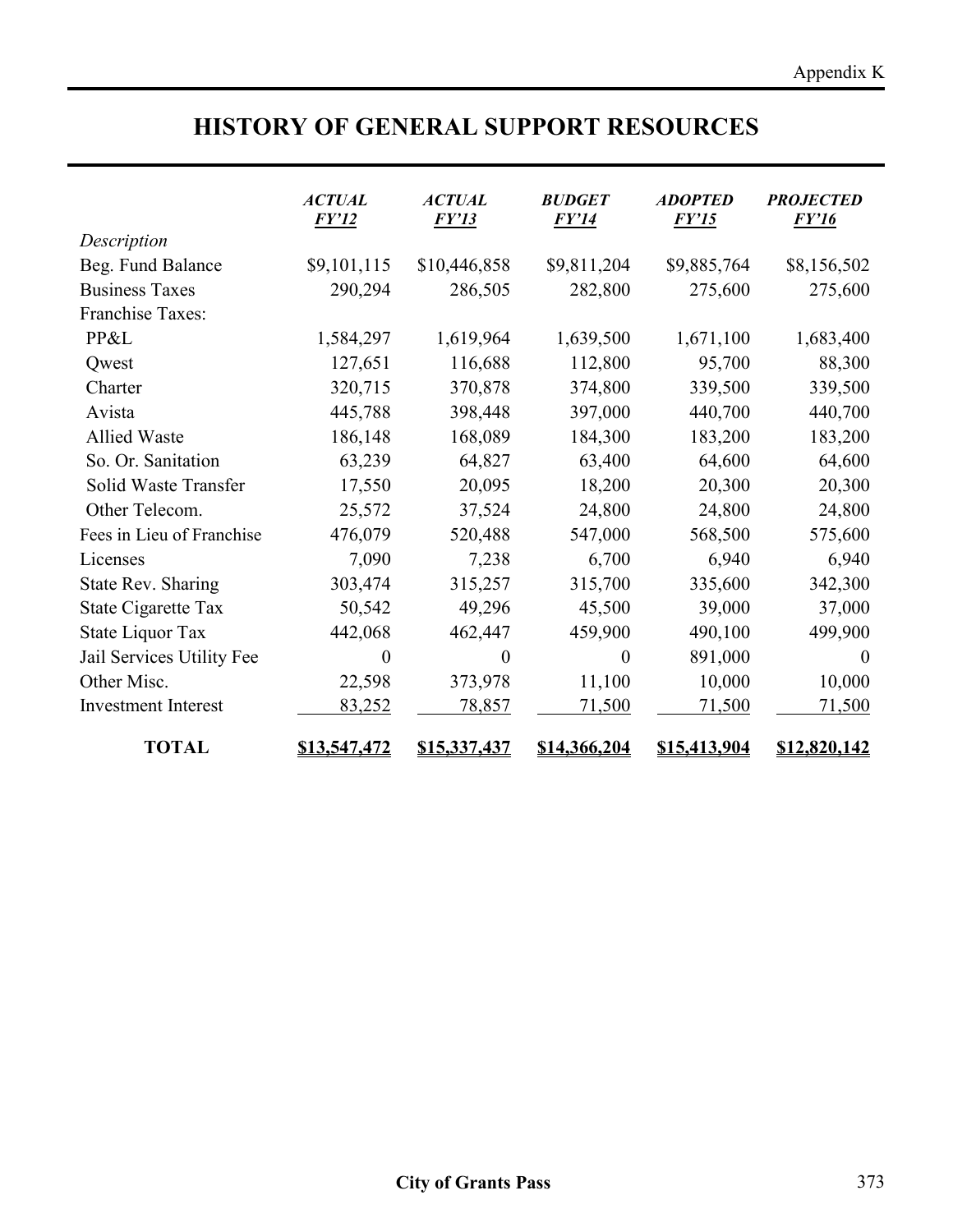# HISTORY OF GENERAL SUPPORT RESOURCES

| Description | *ACTUAL FY'12* | *ACTUAL FY'13* | *BUDGET FY'14* | *ADOPTED FY'15* | *PROJECTED FY'16* |
|---|---|---|---|---|---|
| Beg. Fund Balance | $9,101,115 | $10,446,858 | $9,811,204 | $9,885,764 | $8,156,502 |
| Business Taxes | 290,294 | 286,505 | 282,800 | 275,600 | 275,600 |
| Franchise Taxes: | | | | | |
| PP&L | 1,584,297 | 1,619,964 | 1,639,500 | 1,671,100 | 1,683,400 |
| Qwest | 127,651 | 116,688 | 112,800 | 95,700 | 88,300 |
| Charter | 320,715 | 370,878 | 374,800 | 339,500 | 339,500 |
| Avista | 445,788 | 398,448 | 397,000 | 440,700 | 440,700 |
| Allied Waste | 186,148 | 168,089 | 184,300 | 183,200 | 183,200 |
| So. Or. Sanitation | 63,239 | 64,827 | 63,400 | 64,600 | 64,600 |
| Solid Waste Transfer | 17,550 | 20,095 | 18,200 | 20,300 | 20,300 |
| Other Telecom. | 25,572 | 37,524 | 24,800 | 24,800 | 24,800 |
| Fees in Lieu of Franchise | 476,079 | 520,488 | 547,000 | 568,500 | 575,600 |
| Licenses | 7,090 | 7,238 | 6,700 | 6,940 | 6,940 |
| State Rev. Sharing | 303,474 | 315,257 | 315,700 | 335,600 | 342,300 |
| State Cigarette Tax | 50,542 | 49,296 | 45,500 | 39,000 | 37,000 |
| State Liquor Tax | 442,068 | 462,447 | 459,900 | 490,100 | 499,900 |
| Jail Services Utility Fee | 0 | 0 | 0 | 891,000 | 0 |
| Other Misc. | 22,598 | 373,978 | 11,100 | 10,000 | 10,000 |
| Investment Interest | 83,252 | 78,857 | 71,500 | 71,500 | 71,500 |
| **TOTAL** | **$13,547,472** | **$15,337,437** | **$14,366,204** | **$15,413,904** | **$12,820,142** |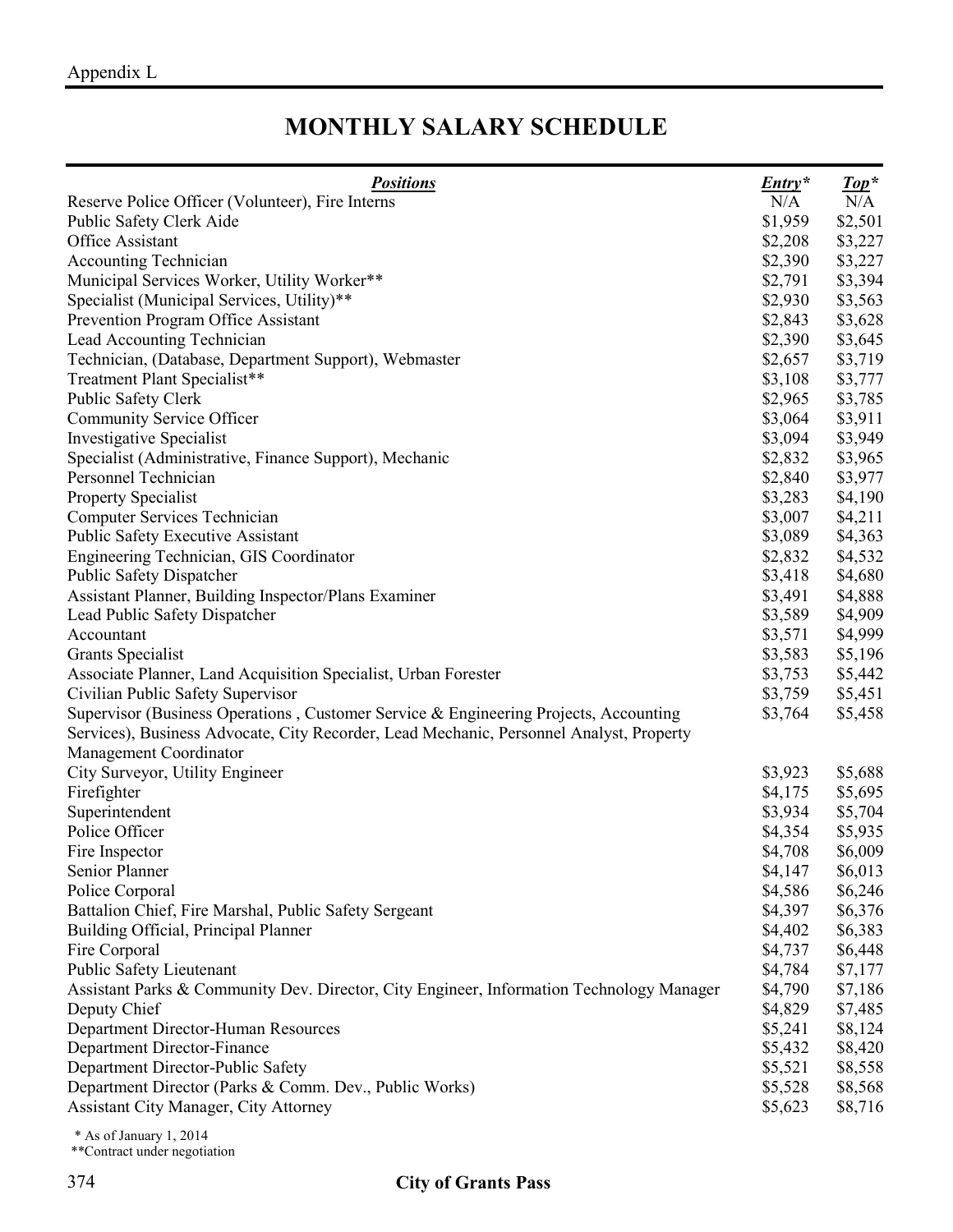Appendix L

# MONTHLY SALARY SCHEDULE

| ***Positions*** | ***Entry**** | ***Top**** |
|---|---|---|
| Reserve Police Officer (Volunteer), Fire Interns | N/A | N/A |
| Public Safety Clerk Aide | $1,959 | $2,501 |
| Office Assistant | $2,208 | $3,227 |
| Accounting Technician | $2,390 | $3,227 |
| Municipal Services Worker, Utility Worker** | $2,791 | $3,394 |
| Specialist (Municipal Services, Utility)** | $2,930 | $3,563 |
| Prevention Program Office Assistant | $2,843 | $3,628 |
| Lead Accounting Technician | $2,390 | $3,645 |
| Technician, (Database, Department Support), Webmaster | $2,657 | $3,719 |
| Treatment Plant Specialist** | $3,108 | $3,777 |
| Public Safety Clerk | $2,965 | $3,785 |
| Community Service Officer | $3,064 | $3,911 |
| Investigative Specialist | $3,094 | $3,949 |
| Specialist (Administrative, Finance Support), Mechanic | $2,832 | $3,965 |
| Personnel Technician | $2,840 | $3,977 |
| Property Specialist | $3,283 | $4,190 |
| Computer Services Technician | $3,007 | $4,211 |
| Public Safety Executive Assistant | $3,089 | $4,363 |
| Engineering Technician, GIS Coordinator | $2,832 | $4,532 |
| Public Safety Dispatcher | $3,418 | $4,680 |
| Assistant Planner, Building Inspector/Plans Examiner | $3,491 | $4,888 |
| Lead Public Safety Dispatcher | $3,589 | $4,909 |
| Accountant | $3,571 | $4,999 |
| Grants Specialist | $3,583 | $5,196 |
| Associate Planner, Land Acquisition Specialist, Urban Forester | $3,753 | $5,442 |
| Civilian Public Safety Supervisor | $3,759 | $5,451 |
| Supervisor (Business Operations , Customer Service & Engineering Projects, Accounting Services), Business Advocate, City Recorder, Lead Mechanic, Personnel Analyst, Property Management Coordinator | $3,764 | $5,458 |
| City Surveyor, Utility Engineer | $3,923 | $5,688 |
| Firefighter | $4,175 | $5,695 |
| Superintendent | $3,934 | $5,704 |
| Police Officer | $4,354 | $5,935 |
| Fire Inspector | $4,708 | $6,009 |
| Senior Planner | $4,147 | $6,013 |
| Police Corporal | $4,586 | $6,246 |
| Battalion Chief, Fire Marshal, Public Safety Sergeant | $4,397 | $6,376 |
| Building Official, Principal Planner | $4,402 | $6,383 |
| Fire Corporal | $4,737 | $6,448 |
| Public Safety Lieutenant | $4,784 | $7,177 |
| Assistant Parks & Community Dev. Director, City Engineer, Information Technology Manager | $4,790 | $7,186 |
| Deputy Chief | $4,829 | $7,485 |
| Department Director-Human Resources | $5,241 | $8,124 |
| Department Director-Finance | $5,432 | $8,420 |
| Department Director-Public Safety | $5,521 | $8,558 |
| Department Director (Parks & Comm. Dev., Public Works) | $5,528 | $8,568 |
| Assistant City Manager, City Attorney | $5,623 | $8,716 |

\* As of January 1, 2014
**Contract under negotiation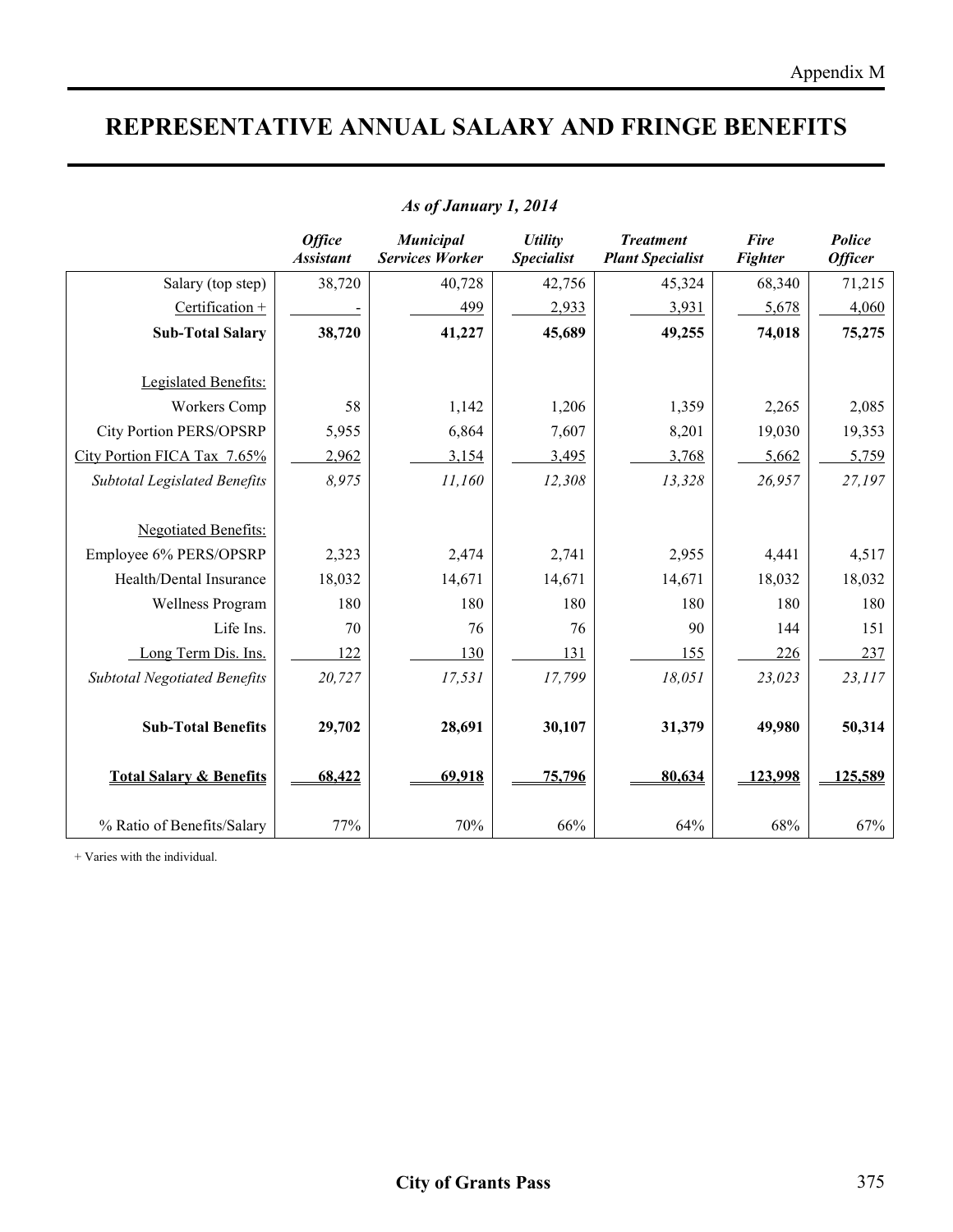# REPRESENTATIVE ANNUAL SALARY AND FRINGE BENEFITS

*As of January 1, 2014*

| | *Office Assistant* | *Municipal Services Worker* | *Utility Specialist* | *Treatment Plant Specialist* | *Fire Fighter* | *Police Officer* |
|---|---|---|---|---|---|---|
| Salary (top step) | 38,720 | 40,728 | 42,756 | 45,324 | 68,340 | 71,215 |
| Certification + | - | 499 | 2,933 | 3,931 | 5,678 | 4,060 |
| **Sub-Total Salary** | **38,720** | **41,227** | **45,689** | **49,255** | **74,018** | **75,275** |
| Legislated Benefits: | | | | | | |
| Workers Comp | 58 | 1,142 | 1,206 | 1,359 | 2,265 | 2,085 |
| City Portion PERS/OPSRP | 5,955 | 6,864 | 7,607 | 8,201 | 19,030 | 19,353 |
| City Portion FICA Tax 7.65% | 2,962 | 3,154 | 3,495 | 3,768 | 5,662 | 5,759 |
| *Subtotal Legislated Benefits* | *8,975* | *11,160* | *12,308* | *13,328* | *26,957* | *27,197* |
| Negotiated Benefits: | | | | | | |
| Employee 6% PERS/OPSRP | 2,323 | 2,474 | 2,741 | 2,955 | 4,441 | 4,517 |
| Health/Dental Insurance | 18,032 | 14,671 | 14,671 | 14,671 | 18,032 | 18,032 |
| Wellness Program | 180 | 180 | 180 | 180 | 180 | 180 |
| Life Ins. | 70 | 76 | 76 | 90 | 144 | 151 |
| Long Term Dis. Ins. | 122 | 130 | 131 | 155 | 226 | 237 |
| *Subtotal Negotiated Benefits* | *20,727* | *17,531* | *17,799* | *18,051* | *23,023* | *23,117* |
| **Sub-Total Benefits** | **29,702** | **28,691** | **30,107** | **31,379** | **49,980** | **50,314** |
| **Total Salary & Benefits** | **68,422** | **69,918** | **75,796** | **80,634** | **123,998** | **125,589** |
| % Ratio of Benefits/Salary | 77% | 70% | 66% | 64% | 68% | 67% |

+ Varies with the individual.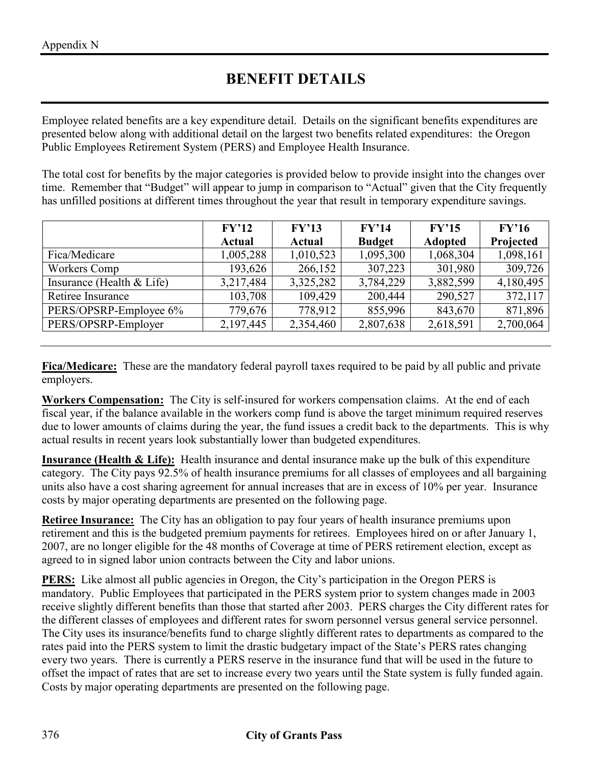Appendix N

# BENEFIT DETAILS

Employee related benefits are a key expenditure detail. Details on the significant benefits expenditures are presented below along with additional detail on the largest two benefits related expenditures: the Oregon Public Employees Retirement System (PERS) and Employee Health Insurance.

The total cost for benefits by the major categories is provided below to provide insight into the changes over time. Remember that "Budget" will appear to jump in comparison to "Actual" given that the City frequently has unfilled positions at different times throughout the year that result in temporary expenditure savings.

| | FY'12 Actual | FY'13 Actual | FY'14 Budget | FY'15 Adopted | FY'16 Projected |
|---|---|---|---|---|---|
| Fica/Medicare | 1,005,288 | 1,010,523 | 1,095,300 | 1,068,304 | 1,098,161 |
| Workers Comp | 193,626 | 266,152 | 307,223 | 301,980 | 309,726 |
| Insurance (Health & Life) | 3,217,484 | 3,325,282 | 3,784,229 | 3,882,599 | 4,180,495 |
| Retiree Insurance | 103,708 | 109,429 | 200,444 | 290,527 | 372,117 |
| PERS/OPSRP-Employee 6% | 779,676 | 778,912 | 855,996 | 843,670 | 871,896 |
| PERS/OPSRP-Employer | 2,197,445 | 2,354,460 | 2,807,638 | 2,618,591 | 2,700,064 |

**Fica/Medicare:** These are the mandatory federal payroll taxes required to be paid by all public and private employers.

**Workers Compensation:** The City is self-insured for workers compensation claims. At the end of each fiscal year, if the balance available in the workers comp fund is above the target minimum required reserves due to lower amounts of claims during the year, the fund issues a credit back to the departments. This is why actual results in recent years look substantially lower than budgeted expenditures.

**Insurance (Health & Life):** Health insurance and dental insurance make up the bulk of this expenditure category. The City pays 92.5% of health insurance premiums for all classes of employees and all bargaining units also have a cost sharing agreement for annual increases that are in excess of 10% per year. Insurance costs by major operating departments are presented on the following page.

**Retiree Insurance:** The City has an obligation to pay four years of health insurance premiums upon retirement and this is the budgeted premium payments for retirees. Employees hired on or after January 1, 2007, are no longer eligible for the 48 months of Coverage at time of PERS retirement election, except as agreed to in signed labor union contracts between the City and labor unions.

**PERS:** Like almost all public agencies in Oregon, the City's participation in the Oregon PERS is mandatory. Public Employees that participated in the PERS system prior to system changes made in 2003 receive slightly different benefits than those that started after 2003. PERS charges the City different rates for the different classes of employees and different rates for sworn personnel versus general service personnel. The City uses its insurance/benefits fund to charge slightly different rates to departments as compared to the rates paid into the PERS system to limit the drastic budgetary impact of the State's PERS rates changing every two years. There is currently a PERS reserve in the insurance fund that will be used in the future to offset the impact of rates that are set to increase every two years until the State system is fully funded again. Costs by major operating departments are presented on the following page.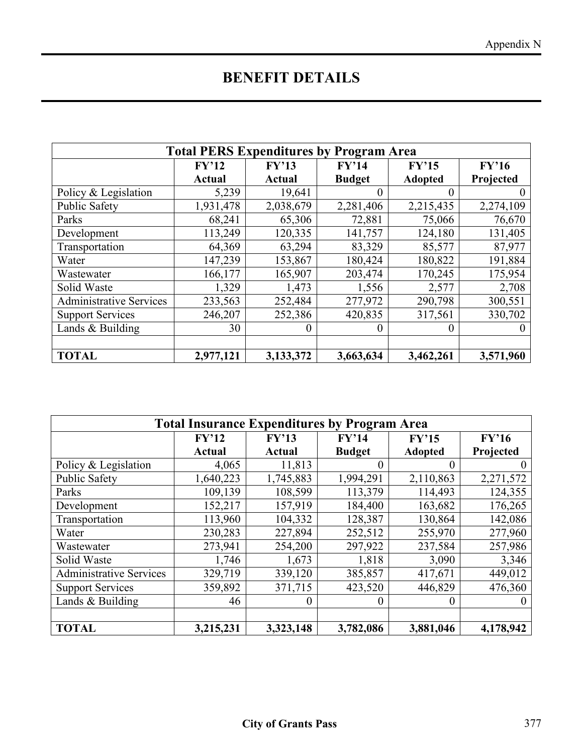# BENEFIT DETAILS

| Total PERS Expenditures by Program Area | | | | | |
|---|---|---|---|---|---|
| | FY'12 Actual | FY'13 Actual | FY'14 Budget | FY'15 Adopted | FY'16 Projected |
| Policy & Legislation | 5,239 | 19,641 | 0 | 0 | 0 |
| Public Safety | 1,931,478 | 2,038,679 | 2,281,406 | 2,215,435 | 2,274,109 |
| Parks | 68,241 | 65,306 | 72,881 | 75,066 | 76,670 |
| Development | 113,249 | 120,335 | 141,757 | 124,180 | 131,405 |
| Transportation | 64,369 | 63,294 | 83,329 | 85,577 | 87,977 |
| Water | 147,239 | 153,867 | 180,424 | 180,822 | 191,884 |
| Wastewater | 166,177 | 165,907 | 203,474 | 170,245 | 175,954 |
| Solid Waste | 1,329 | 1,473 | 1,556 | 2,577 | 2,708 |
| Administrative Services | 233,563 | 252,484 | 277,972 | 290,798 | 300,551 |
| Support Services | 246,207 | 252,386 | 420,835 | 317,561 | 330,702 |
| Lands & Building | 30 | 0 | 0 | 0 | 0 |
| | | | | | |
| **TOTAL** | **2,977,121** | **3,133,372** | **3,663,634** | **3,462,261** | **3,571,960** |

| Total Insurance Expenditures by Program Area | | | | | |
|---|---|---|---|---|---|
| | FY'12 Actual | FY'13 Actual | FY'14 Budget | FY'15 Adopted | FY'16 Projected |
| Policy & Legislation | 4,065 | 11,813 | 0 | 0 | 0 |
| Public Safety | 1,640,223 | 1,745,883 | 1,994,291 | 2,110,863 | 2,271,572 |
| Parks | 109,139 | 108,599 | 113,379 | 114,493 | 124,355 |
| Development | 152,217 | 157,919 | 184,400 | 163,682 | 176,265 |
| Transportation | 113,960 | 104,332 | 128,387 | 130,864 | 142,086 |
| Water | 230,283 | 227,894 | 252,512 | 255,970 | 277,960 |
| Wastewater | 273,941 | 254,200 | 297,922 | 237,584 | 257,986 |
| Solid Waste | 1,746 | 1,673 | 1,818 | 3,090 | 3,346 |
| Administrative Services | 329,719 | 339,120 | 385,857 | 417,671 | 449,012 |
| Support Services | 359,892 | 371,715 | 423,520 | 446,829 | 476,360 |
| Lands & Building | 46 | 0 | 0 | 0 | 0 |
| | | | | | |
| **TOTAL** | **3,215,231** | **3,323,148** | **3,782,086** | **3,881,046** | **4,178,942** |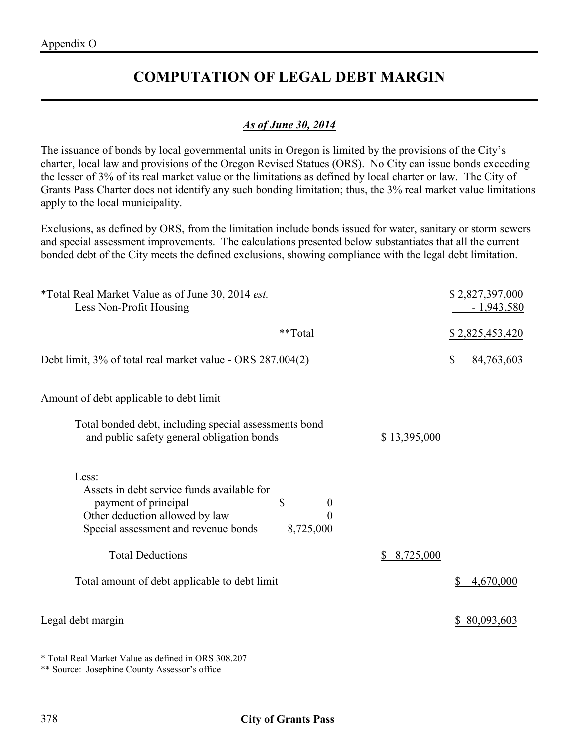Appendix O

# COMPUTATION OF LEGAL DEBT MARGIN

***As of June 30, 2014***

The issuance of bonds by local governmental units in Oregon is limited by the provisions of the City's charter, local law and provisions of the Oregon Revised Statues (ORS). No City can issue bonds exceeding the lesser of 3% of its real market value or the limitations as defined by local charter or law. The City of Grants Pass Charter does not identify any such bonding limitation; thus, the 3% real market value limitations apply to the local municipality.

Exclusions, as defined by ORS, from the limitation include bonds issued for water, sanitary or storm sewers and special assessment improvements. The calculations presented below substantiates that all the current bonded debt of the City meets the defined exclusions, showing compliance with the legal debt limitation.

| | | | |
|---|---|---|---|
| *Total Real Market Value as of June 30, 2014 *est.* | | | $ 2,827,397,000 |
| Less Non-Profit Housing | | | - 1,943,580 |
| **Total | | | $ 2,825,453,420 |
| Debt limit, 3% of total real market value - ORS 287.004(2) | | | $ 84,763,603 |
| Amount of debt applicable to debt limit | | | |
| Total bonded debt, including special assessments bond and public safety general obligation bonds | | $ 13,395,000 | |
| Less: | | | |
| Assets in debt service funds available for payment of principal | $ 0 | | |
| Other deduction allowed by law | 0 | | |
| Special assessment and revenue bonds | 8,725,000 | | |
| Total Deductions | | $ 8,725,000 | |
| Total amount of debt applicable to debt limit | | | $ 4,670,000 |
| Legal debt margin | | | $ 80,093,603 |

\* Total Real Market Value as defined in ORS 308.207

** Source: Josephine County Assessor's office

City of Grants Pass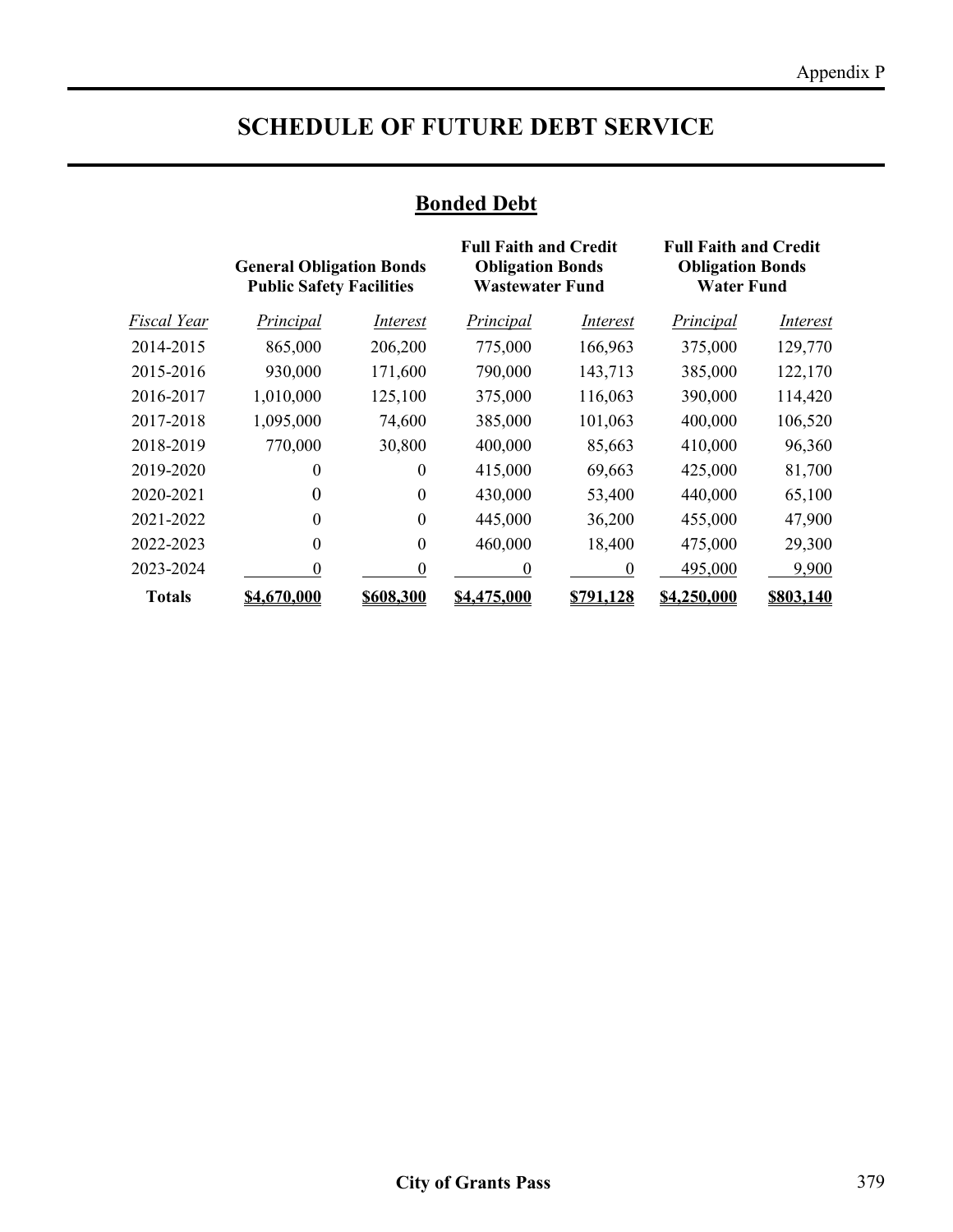# SCHEDULE OF FUTURE DEBT SERVICE

## Bonded Debt

| | General Obligation Bonds Public Safety Facilities | | Full Faith and Credit Obligation Bonds Wastewater Fund | | Full Faith and Credit Obligation Bonds Water Fund | |
|---|---|---|---|---|---|---|
| *Fiscal Year* | *Principal* | *Interest* | *Principal* | *Interest* | *Principal* | *Interest* |
| 2014-2015 | 865,000 | 206,200 | 775,000 | 166,963 | 375,000 | 129,770 |
| 2015-2016 | 930,000 | 171,600 | 790,000 | 143,713 | 385,000 | 122,170 |
| 2016-2017 | 1,010,000 | 125,100 | 375,000 | 116,063 | 390,000 | 114,420 |
| 2017-2018 | 1,095,000 | 74,600 | 385,000 | 101,063 | 400,000 | 106,520 |
| 2018-2019 | 770,000 | 30,800 | 400,000 | 85,663 | 410,000 | 96,360 |
| 2019-2020 | 0 | 0 | 415,000 | 69,663 | 425,000 | 81,700 |
| 2020-2021 | 0 | 0 | 430,000 | 53,400 | 440,000 | 65,100 |
| 2021-2022 | 0 | 0 | 445,000 | 36,200 | 455,000 | 47,900 |
| 2022-2023 | 0 | 0 | 460,000 | 18,400 | 475,000 | 29,300 |
| 2023-2024 | 0 | 0 | 0 | 0 | 495,000 | 9,900 |
| **Totals** | **$4,670,000** | **$608,300** | **$4,475,000** | **$791,128** | **$4,250,000** | **$803,140** |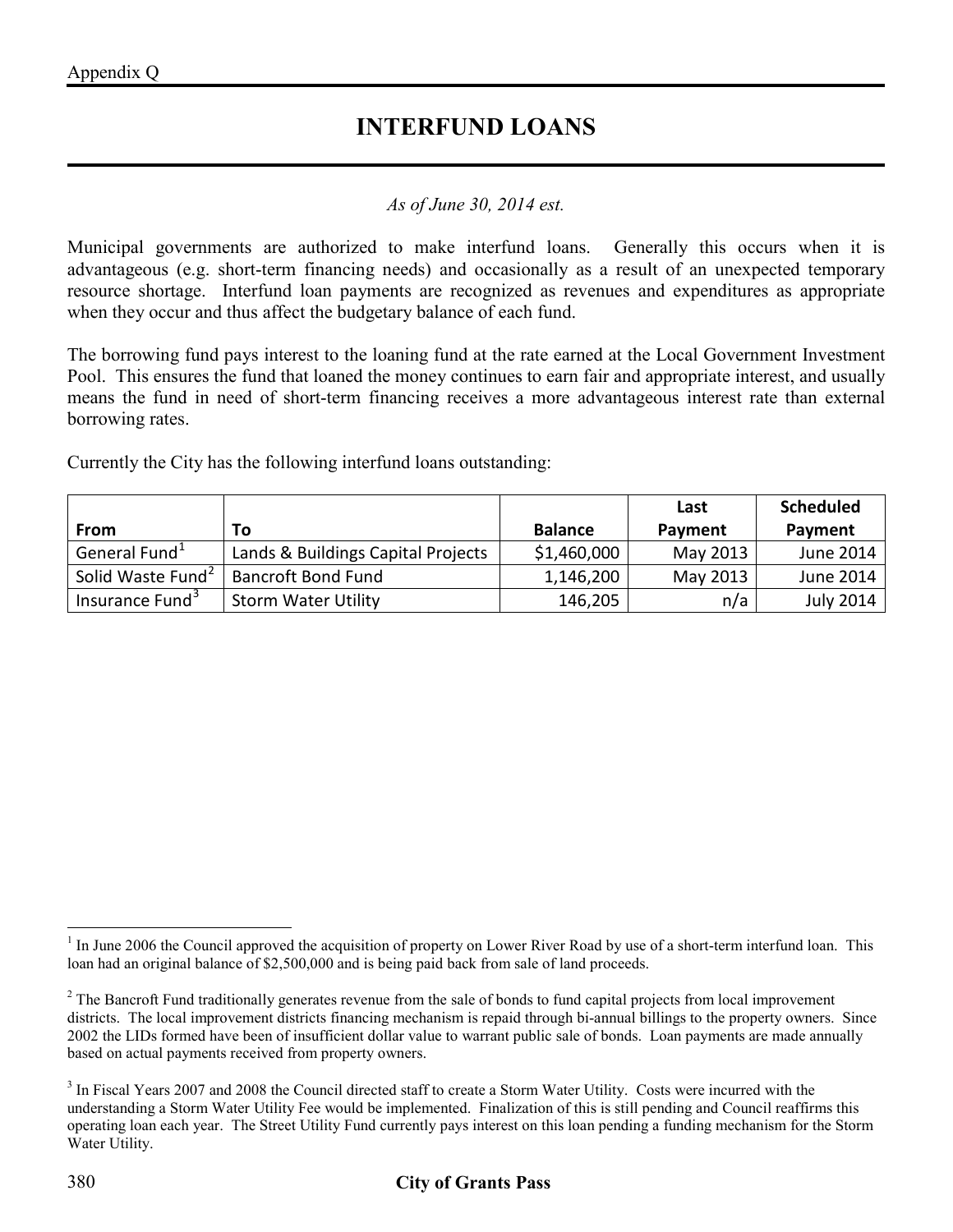Appendix Q

# INTERFUND LOANS

*As of June 30, 2014 est.*

Municipal governments are authorized to make interfund loans. Generally this occurs when it is advantageous (e.g. short-term financing needs) and occasionally as a result of an unexpected temporary resource shortage. Interfund loan payments are recognized as revenues and expenditures as appropriate when they occur and thus affect the budgetary balance of each fund.

The borrowing fund pays interest to the loaning fund at the rate earned at the Local Government Investment Pool. This ensures the fund that loaned the money continues to earn fair and appropriate interest, and usually means the fund in need of short-term financing receives a more advantageous interest rate than external borrowing rates.

Currently the City has the following interfund loans outstanding:

| From | To | Balance | Last Payment | Scheduled Payment |
|---|---|---|---|---|
| General Fund[1] | Lands & Buildings Capital Projects | $1,460,000 | May 2013 | June 2014 |
| Solid Waste Fund[2] | Bancroft Bond Fund | 1,146,200 | May 2013 | June 2014 |
| Insurance Fund[3] | Storm Water Utility | 146,205 | n/a | July 2014 |

[1] In June 2006 the Council approved the acquisition of property on Lower River Road by use of a short-term interfund loan. This loan had an original balance of $2,500,000 and is being paid back from sale of land proceeds.

[2] The Bancroft Fund traditionally generates revenue from the sale of bonds to fund capital projects from local improvement districts. The local improvement districts financing mechanism is repaid through bi-annual billings to the property owners. Since 2002 the LIDs formed have been of insufficient dollar value to warrant public sale of bonds. Loan payments are made annually based on actual payments received from property owners.

[3] In Fiscal Years 2007 and 2008 the Council directed staff to create a Storm Water Utility. Costs were incurred with the understanding a Storm Water Utility Fee would be implemented. Finalization of this is still pending and Council reaffirms this operating loan each year. The Street Utility Fund currently pays interest on this loan pending a funding mechanism for the Storm Water Utility.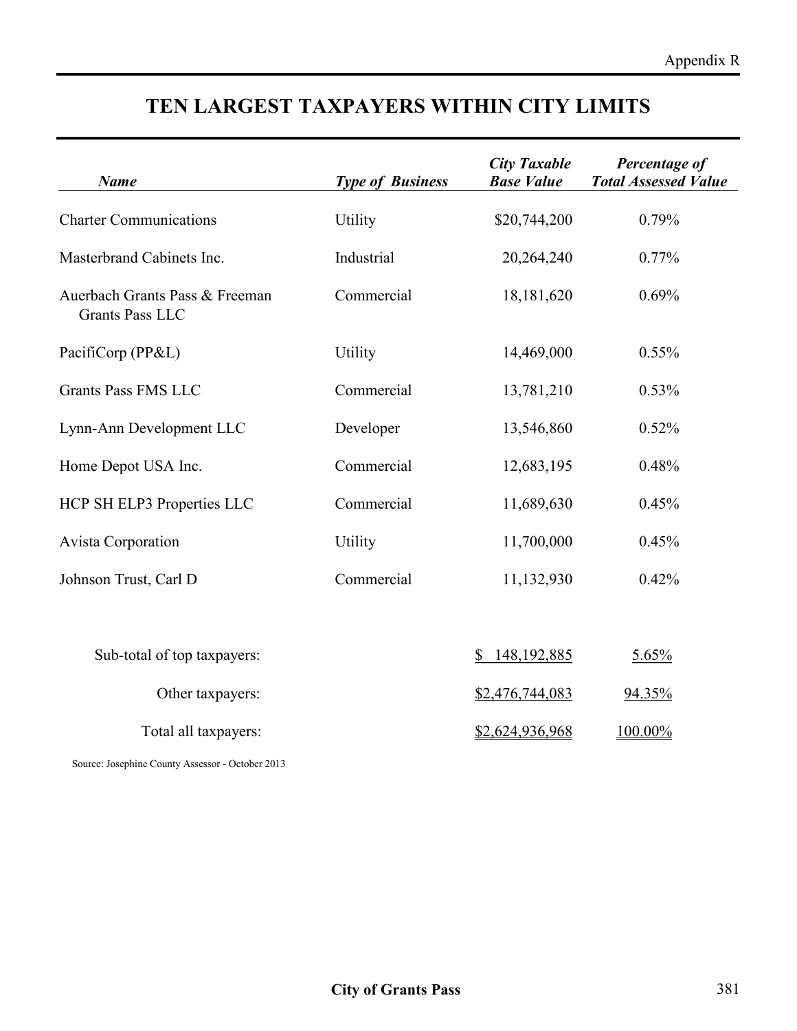# TEN LARGEST TAXPAYERS WITHIN CITY LIMITS

| *Name* | *Type of Business* | *City Taxable Base Value* | *Percentage of Total Assessed Value* |
|---|---|---|---|
| Charter Communications | Utility | $20,744,200 | 0.79% |
| Masterbrand Cabinets Inc. | Industrial | 20,264,240 | 0.77% |
| Auerbach Grants Pass & Freeman Grants Pass LLC | Commercial | 18,181,620 | 0.69% |
| PacifiCorp (PP&L) | Utility | 14,469,000 | 0.55% |
| Grants Pass FMS LLC | Commercial | 13,781,210 | 0.53% |
| Lynn-Ann Development LLC | Developer | 13,546,860 | 0.52% |
| Home Depot USA Inc. | Commercial | 12,683,195 | 0.48% |
| HCP SH ELP3 Properties LLC | Commercial | 11,689,630 | 0.45% |
| Avista Corporation | Utility | 11,700,000 | 0.45% |
| Johnson Trust, Carl D | Commercial | 11,132,930 | 0.42% |
| Sub-total of top taxpayers: | | $ 148,192,885 | 5.65% |
| Other taxpayers: | | $2,476,744,083 | 94.35% |
| Total all taxpayers: | | $2,624,936,968 | 100.00% |

Source: Josephine County Assessor - October 2013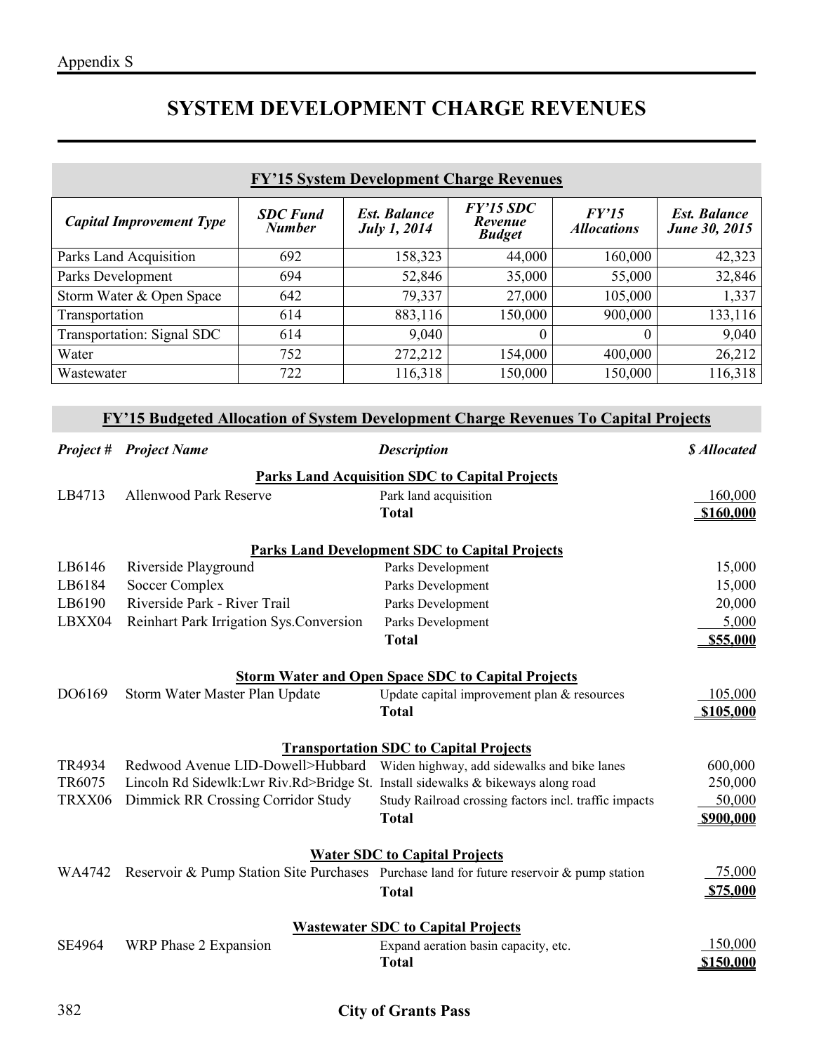# SYSTEM DEVELOPMENT CHARGE REVENUES

## FY'15 System Development Charge Revenues

| *Capital Improvement Type* | *SDC Fund Number* | *Est. Balance July 1, 2014* | *FY'15 SDC Revenue Budget* | *FY'15 Allocations* | *Est. Balance June 30, 2015* |
|---|---|---|---|---|---|
| Parks Land Acquisition | 692 | 158,323 | 44,000 | 160,000 | 42,323 |
| Parks Development | 694 | 52,846 | 35,000 | 55,000 | 32,846 |
| Storm Water & Open Space | 642 | 79,337 | 27,000 | 105,000 | 1,337 |
| Transportation | 614 | 883,116 | 150,000 | 900,000 | 133,116 |
| Transportation: Signal SDC | 614 | 9,040 | 0 | 0 | 9,040 |
| Water | 752 | 272,212 | 154,000 | 400,000 | 26,212 |
| Wastewater | 722 | 116,318 | 150,000 | 150,000 | 116,318 |

## FY'15 Budgeted Allocation of System Development Charge Revenues To Capital Projects

| *Project #* | *Project Name* | *Description* | *$ Allocated* |
|---|---|---|---|
| | | **Parks Land Acquisition SDC to Capital Projects** | |
| LB4713 | Allenwood Park Reserve | Park land acquisition | 160,000 |
| | | **Total** | **$160,000** |
| | | **Parks Land Development SDC to Capital Projects** | |
| LB6146 | Riverside Playground | Parks Development | 15,000 |
| LB6184 | Soccer Complex | Parks Development | 15,000 |
| LB6190 | Riverside Park - River Trail | Parks Development | 20,000 |
| LBXX04 | Reinhart Park Irrigation Sys.Conversion | Parks Development | 5,000 |
| | | **Total** | **$55,000** |
| | | **Storm Water and Open Space SDC to Capital Projects** | |
| DO6169 | Storm Water Master Plan Update | Update capital improvement plan & resources | 105,000 |
| | | **Total** | **$105,000** |
| | | **Transportation SDC to Capital Projects** | |
| TR4934 | Redwood Avenue LID-Dowell>Hubbard | Widen highway, add sidewalks and bike lanes | 600,000 |
| TR6075 | Lincoln Rd Sidewlk:Lwr Riv.Rd>Bridge St. | Install sidewalks & bikeways along road | 250,000 |
| TRXX06 | Dimmick RR Crossing Corridor Study | Study Railroad crossing factors incl. traffic impacts | 50,000 |
| | | **Total** | **$900,000** |
| | | **Water SDC to Capital Projects** | |
| WA4742 | Reservoir & Pump Station Site Purchases | Purchase land for future reservoir & pump station | 75,000 |
| | | **Total** | **$75,000** |
| | | **Wastewater SDC to Capital Projects** | |
| SE4964 | WRP Phase 2 Expansion | Expand aeration basin capacity, etc. | 150,000 |
| | | **Total** | **$150,000** |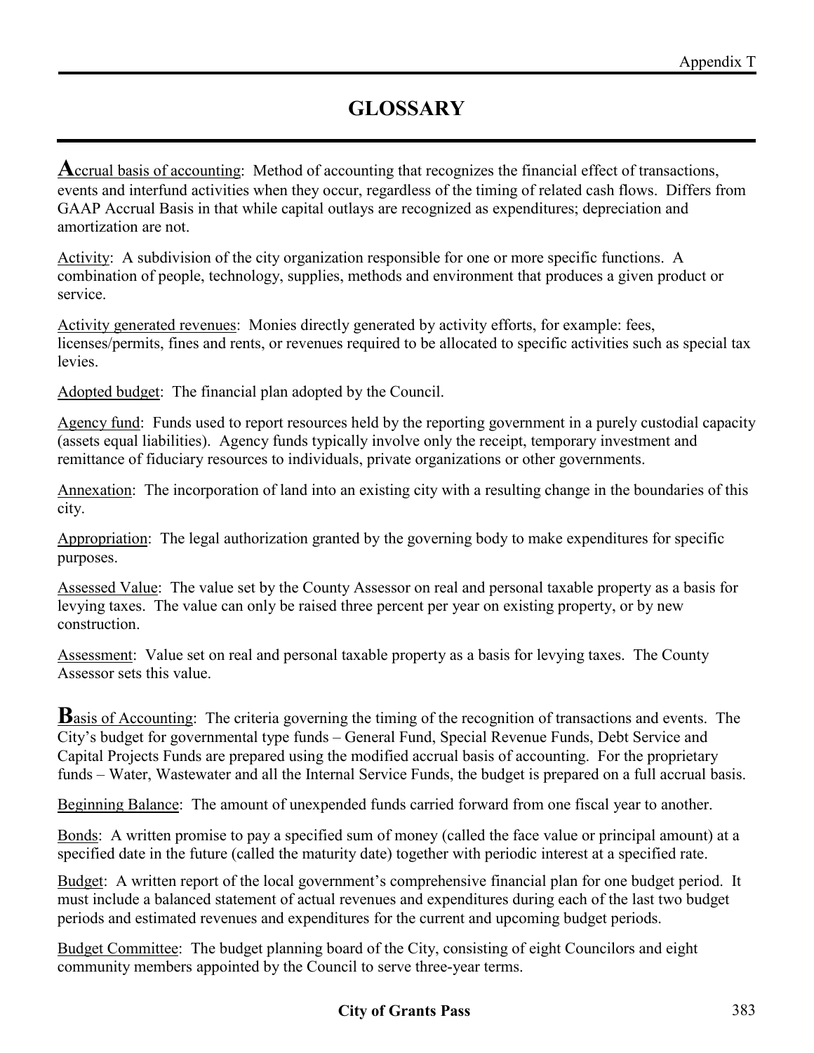# GLOSSARY

**A**ccrual basis of accounting: Method of accounting that recognizes the financial effect of transactions, events and interfund activities when they occur, regardless of the timing of related cash flows. Differs from GAAP Accrual Basis in that while capital outlays are recognized as expenditures; depreciation and amortization are not.

Activity: A subdivision of the city organization responsible for one or more specific functions. A combination of people, technology, supplies, methods and environment that produces a given product or service.

Activity generated revenues: Monies directly generated by activity efforts, for example: fees, licenses/permits, fines and rents, or revenues required to be allocated to specific activities such as special tax levies.

Adopted budget: The financial plan adopted by the Council.

Agency fund: Funds used to report resources held by the reporting government in a purely custodial capacity (assets equal liabilities). Agency funds typically involve only the receipt, temporary investment and remittance of fiduciary resources to individuals, private organizations or other governments.

Annexation: The incorporation of land into an existing city with a resulting change in the boundaries of this city.

Appropriation: The legal authorization granted by the governing body to make expenditures for specific purposes.

Assessed Value: The value set by the County Assessor on real and personal taxable property as a basis for levying taxes. The value can only be raised three percent per year on existing property, or by new construction.

Assessment: Value set on real and personal taxable property as a basis for levying taxes. The County Assessor sets this value.

**B**asis of Accounting: The criteria governing the timing of the recognition of transactions and events. The City's budget for governmental type funds – General Fund, Special Revenue Funds, Debt Service and Capital Projects Funds are prepared using the modified accrual basis of accounting. For the proprietary funds – Water, Wastewater and all the Internal Service Funds, the budget is prepared on a full accrual basis.

Beginning Balance: The amount of unexpended funds carried forward from one fiscal year to another.

Bonds: A written promise to pay a specified sum of money (called the face value or principal amount) at a specified date in the future (called the maturity date) together with periodic interest at a specified rate.

Budget: A written report of the local government's comprehensive financial plan for one budget period. It must include a balanced statement of actual revenues and expenditures during each of the last two budget periods and estimated revenues and expenditures for the current and upcoming budget periods.

Budget Committee: The budget planning board of the City, consisting of eight Councilors and eight community members appointed by the Council to serve three-year terms.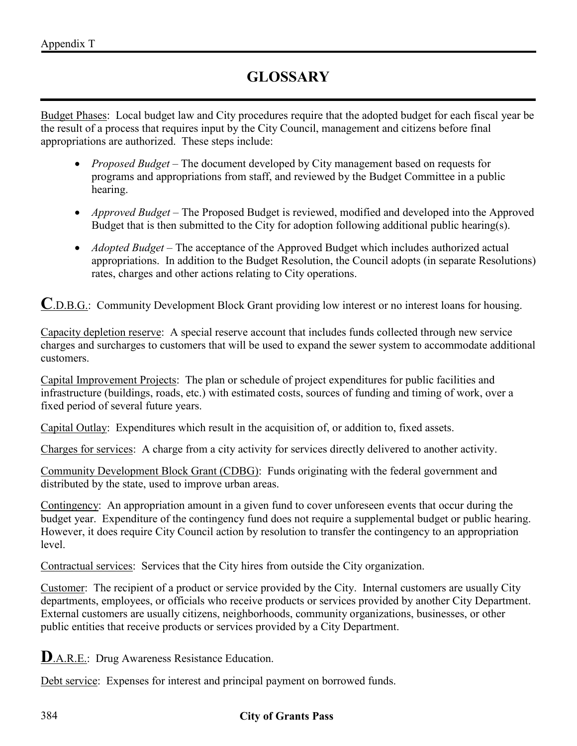# GLOSSARY

Budget Phases: Local budget law and City procedures require that the adopted budget for each fiscal year be the result of a process that requires input by the City Council, management and citizens before final appropriations are authorized. These steps include:

- *Proposed Budget* – The document developed by City management based on requests for programs and appropriations from staff, and reviewed by the Budget Committee in a public hearing.
- *Approved Budget* – The Proposed Budget is reviewed, modified and developed into the Approved Budget that is then submitted to the City for adoption following additional public hearing(s).
- *Adopted Budget* – The acceptance of the Approved Budget which includes authorized actual appropriations. In addition to the Budget Resolution, the Council adopts (in separate Resolutions) rates, charges and other actions relating to City operations.

**C**.D.B.G.: Community Development Block Grant providing low interest or no interest loans for housing.

Capacity depletion reserve: A special reserve account that includes funds collected through new service charges and surcharges to customers that will be used to expand the sewer system to accommodate additional customers.

Capital Improvement Projects: The plan or schedule of project expenditures for public facilities and infrastructure (buildings, roads, etc.) with estimated costs, sources of funding and timing of work, over a fixed period of several future years.

Capital Outlay: Expenditures which result in the acquisition of, or addition to, fixed assets.

Charges for services: A charge from a city activity for services directly delivered to another activity.

Community Development Block Grant (CDBG): Funds originating with the federal government and distributed by the state, used to improve urban areas.

Contingency: An appropriation amount in a given fund to cover unforeseen events that occur during the budget year. Expenditure of the contingency fund does not require a supplemental budget or public hearing. However, it does require City Council action by resolution to transfer the contingency to an appropriation level.

Contractual services: Services that the City hires from outside the City organization.

Customer: The recipient of a product or service provided by the City. Internal customers are usually City departments, employees, or officials who receive products or services provided by another City Department. External customers are usually citizens, neighborhoods, community organizations, businesses, or other public entities that receive products or services provided by a City Department.

**D**.A.R.E.: Drug Awareness Resistance Education.

Debt service: Expenses for interest and principal payment on borrowed funds.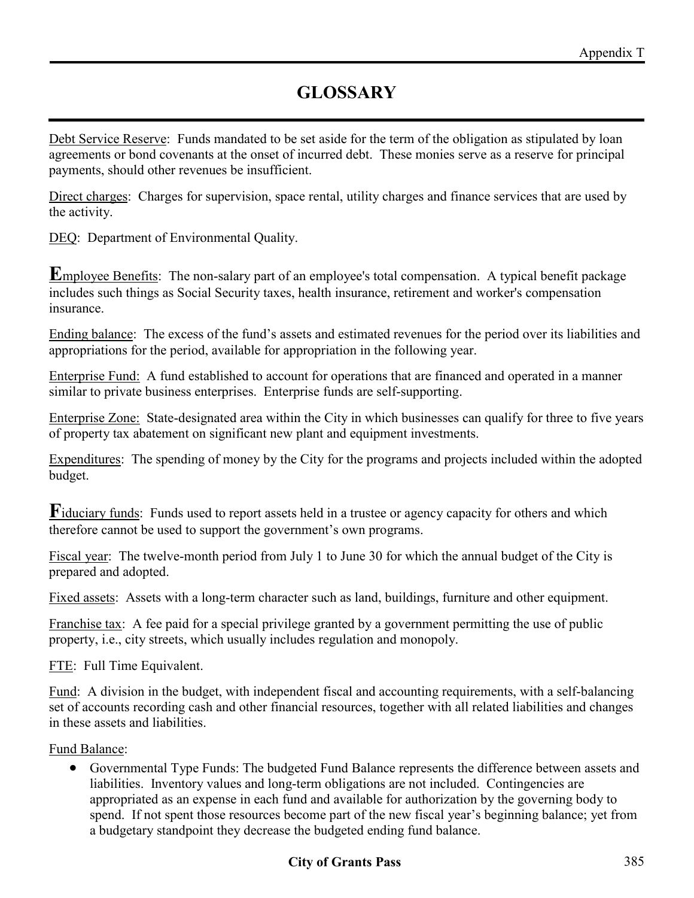# GLOSSARY

Debt Service Reserve: Funds mandated to be set aside for the term of the obligation as stipulated by loan agreements or bond covenants at the onset of incurred debt. These monies serve as a reserve for principal payments, should other revenues be insufficient.

Direct charges: Charges for supervision, space rental, utility charges and finance services that are used by the activity.

DEQ: Department of Environmental Quality.

**E**mployee Benefits: The non-salary part of an employee's total compensation. A typical benefit package includes such things as Social Security taxes, health insurance, retirement and worker's compensation insurance.

Ending balance: The excess of the fund's assets and estimated revenues for the period over its liabilities and appropriations for the period, available for appropriation in the following year.

Enterprise Fund: A fund established to account for operations that are financed and operated in a manner similar to private business enterprises. Enterprise funds are self-supporting.

Enterprise Zone: State-designated area within the City in which businesses can qualify for three to five years of property tax abatement on significant new plant and equipment investments.

Expenditures: The spending of money by the City for the programs and projects included within the adopted budget.

**F**iduciary funds: Funds used to report assets held in a trustee or agency capacity for others and which therefore cannot be used to support the government's own programs.

Fiscal year: The twelve-month period from July 1 to June 30 for which the annual budget of the City is prepared and adopted.

Fixed assets: Assets with a long-term character such as land, buildings, furniture and other equipment.

Franchise tax: A fee paid for a special privilege granted by a government permitting the use of public property, i.e., city streets, which usually includes regulation and monopoly.

FTE: Full Time Equivalent.

Fund: A division in the budget, with independent fiscal and accounting requirements, with a self-balancing set of accounts recording cash and other financial resources, together with all related liabilities and changes in these assets and liabilities.

Fund Balance:

- Governmental Type Funds: The budgeted Fund Balance represents the difference between assets and liabilities. Inventory values and long-term obligations are not included. Contingencies are appropriated as an expense in each fund and available for authorization by the governing body to spend. If not spent those resources become part of the new fiscal year's beginning balance; yet from a budgetary standpoint they decrease the budgeted ending fund balance.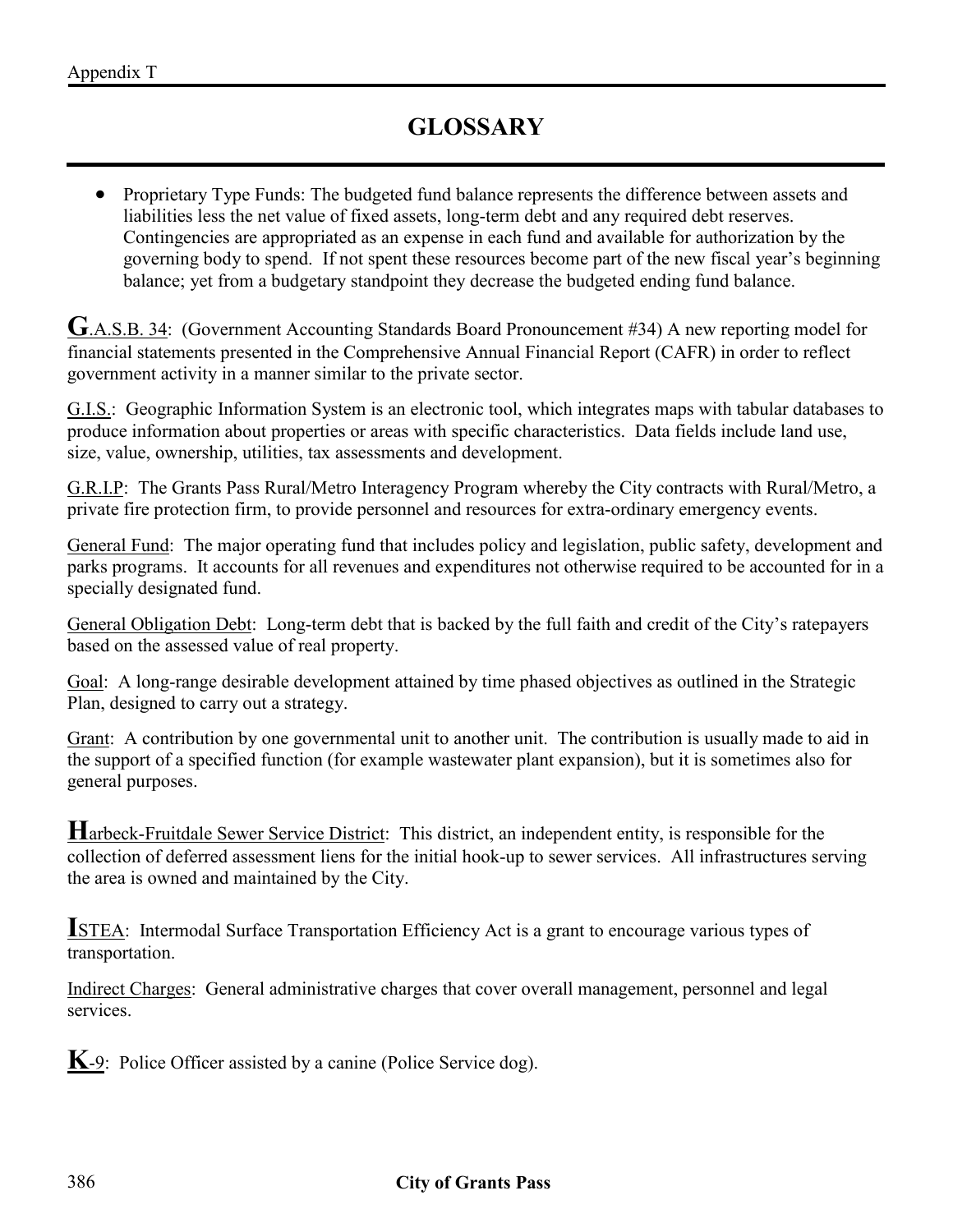# GLOSSARY

- Proprietary Type Funds: The budgeted fund balance represents the difference between assets and liabilities less the net value of fixed assets, long-term debt and any required debt reserves. Contingencies are appropriated as an expense in each fund and available for authorization by the governing body to spend. If not spent these resources become part of the new fiscal year's beginning balance; yet from a budgetary standpoint they decrease the budgeted ending fund balance.

**G**.A.S.B. 34: (Government Accounting Standards Board Pronouncement #34) A new reporting model for financial statements presented in the Comprehensive Annual Financial Report (CAFR) in order to reflect government activity in a manner similar to the private sector.

G.I.S.: Geographic Information System is an electronic tool, which integrates maps with tabular databases to produce information about properties or areas with specific characteristics. Data fields include land use, size, value, ownership, utilities, tax assessments and development.

G.R.I.P: The Grants Pass Rural/Metro Interagency Program whereby the City contracts with Rural/Metro, a private fire protection firm, to provide personnel and resources for extra-ordinary emergency events.

General Fund: The major operating fund that includes policy and legislation, public safety, development and parks programs. It accounts for all revenues and expenditures not otherwise required to be accounted for in a specially designated fund.

General Obligation Debt: Long-term debt that is backed by the full faith and credit of the City's ratepayers based on the assessed value of real property.

Goal: A long-range desirable development attained by time phased objectives as outlined in the Strategic Plan, designed to carry out a strategy.

Grant: A contribution by one governmental unit to another unit. The contribution is usually made to aid in the support of a specified function (for example wastewater plant expansion), but it is sometimes also for general purposes.

**H**arbeck-Fruitdale Sewer Service District: This district, an independent entity, is responsible for the collection of deferred assessment liens for the initial hook-up to sewer services. All infrastructures serving the area is owned and maintained by the City.

**I**STEA: Intermodal Surface Transportation Efficiency Act is a grant to encourage various types of transportation.

Indirect Charges: General administrative charges that cover overall management, personnel and legal services.

**K**-9: Police Officer assisted by a canine (Police Service dog).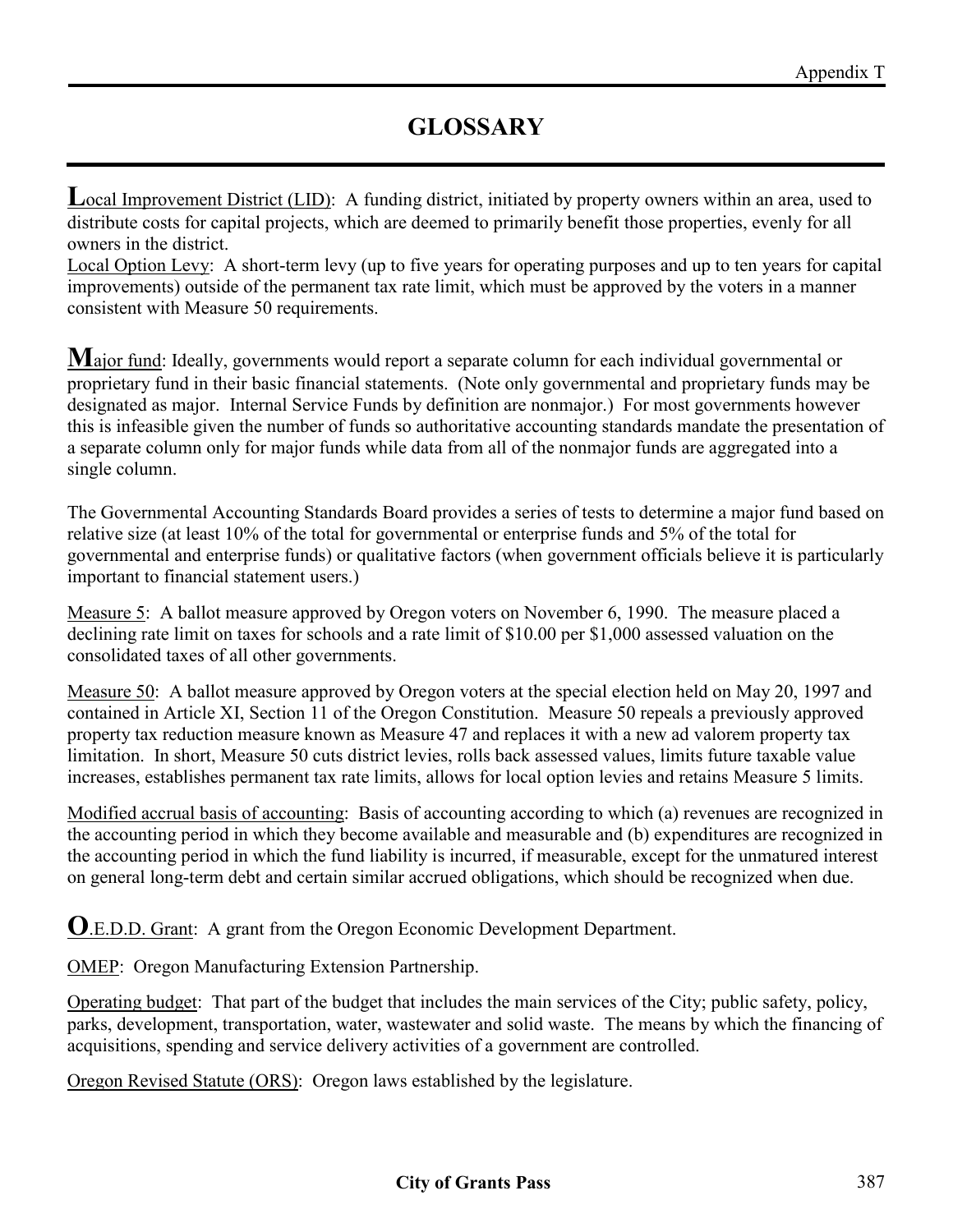# GLOSSARY

**L**<u>ocal Improvement District (LID)</u>: A funding district, initiated by property owners within an area, used to distribute costs for capital projects, which are deemed to primarily benefit those properties, evenly for all owners in the district.

<u>Local Option Levy</u>: A short-term levy (up to five years for operating purposes and up to ten years for capital improvements) outside of the permanent tax rate limit, which must be approved by the voters in a manner consistent with Measure 50 requirements.

**M**<u>ajor fund</u>: Ideally, governments would report a separate column for each individual governmental or proprietary fund in their basic financial statements. (Note only governmental and proprietary funds may be designated as major. Internal Service Funds by definition are nonmajor.) For most governments however this is infeasible given the number of funds so authoritative accounting standards mandate the presentation of a separate column only for major funds while data from all of the nonmajor funds are aggregated into a single column.

The Governmental Accounting Standards Board provides a series of tests to determine a major fund based on relative size (at least 10% of the total for governmental or enterprise funds and 5% of the total for governmental and enterprise funds) or qualitative factors (when government officials believe it is particularly important to financial statement users.)

<u>Measure 5</u>: A ballot measure approved by Oregon voters on November 6, 1990. The measure placed a declining rate limit on taxes for schools and a rate limit of $10.00 per $1,000 assessed valuation on the consolidated taxes of all other governments.

<u>Measure 50</u>: A ballot measure approved by Oregon voters at the special election held on May 20, 1997 and contained in Article XI, Section 11 of the Oregon Constitution. Measure 50 repeals a previously approved property tax reduction measure known as Measure 47 and replaces it with a new ad valorem property tax limitation. In short, Measure 50 cuts district levies, rolls back assessed values, limits future taxable value increases, establishes permanent tax rate limits, allows for local option levies and retains Measure 5 limits.

<u>Modified accrual basis of accounting</u>: Basis of accounting according to which (a) revenues are recognized in the accounting period in which they become available and measurable and (b) expenditures are recognized in the accounting period in which the fund liability is incurred, if measurable, except for the unmatured interest on general long-term debt and certain similar accrued obligations, which should be recognized when due.

**O**<u>.E.D.D. Grant</u>: A grant from the Oregon Economic Development Department.

<u>OMEP</u>: Oregon Manufacturing Extension Partnership.

<u>Operating budget</u>: That part of the budget that includes the main services of the City; public safety, policy, parks, development, transportation, water, wastewater and solid waste. The means by which the financing of acquisitions, spending and service delivery activities of a government are controlled.

<u>Oregon Revised Statute (ORS)</u>: Oregon laws established by the legislature.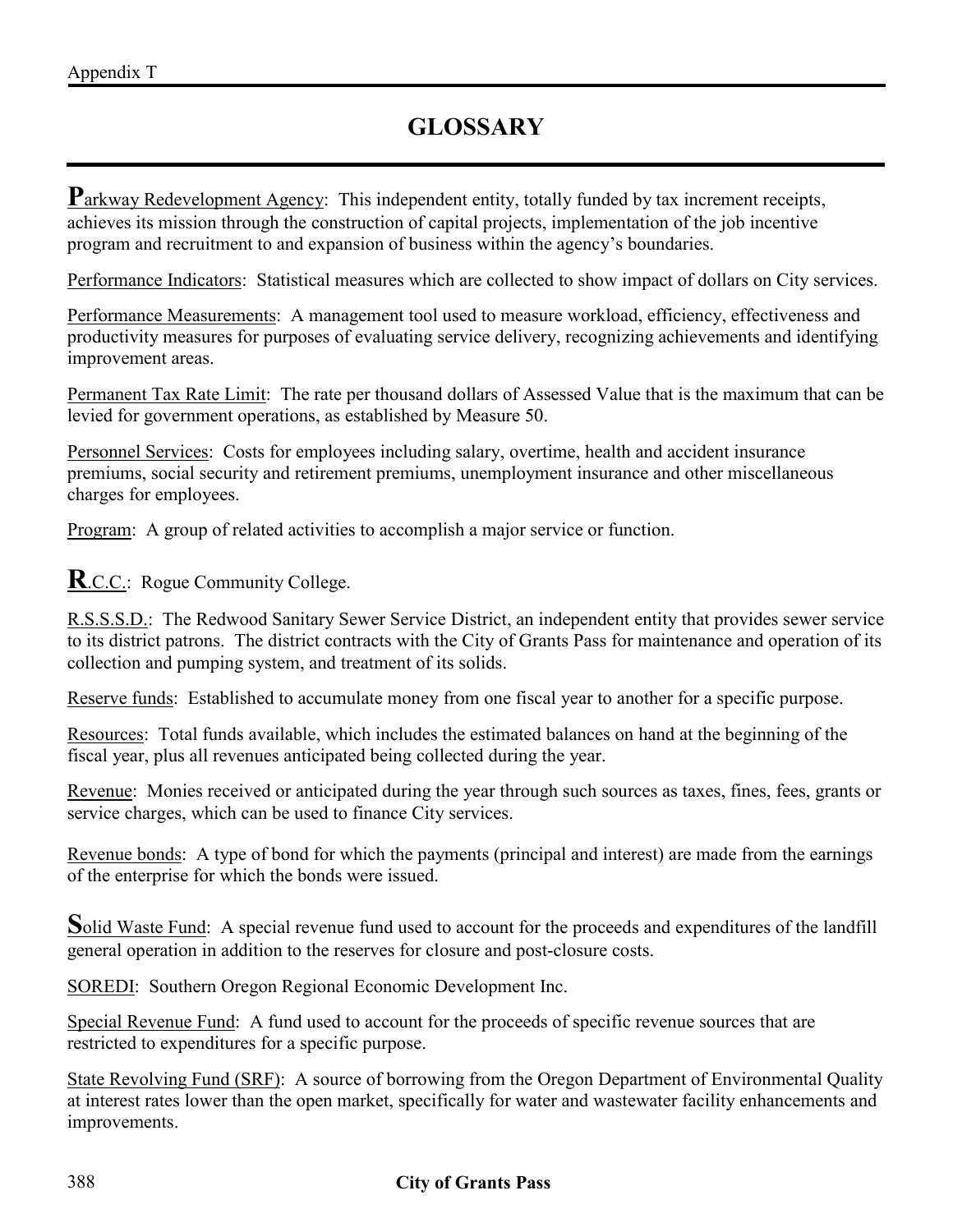# GLOSSARY

**P**arkway Redevelopment Agency: This independent entity, totally funded by tax increment receipts, achieves its mission through the construction of capital projects, implementation of the job incentive program and recruitment to and expansion of business within the agency's boundaries.

Performance Indicators: Statistical measures which are collected to show impact of dollars on City services.

Performance Measurements: A management tool used to measure workload, efficiency, effectiveness and productivity measures for purposes of evaluating service delivery, recognizing achievements and identifying improvement areas.

Permanent Tax Rate Limit: The rate per thousand dollars of Assessed Value that is the maximum that can be levied for government operations, as established by Measure 50.

Personnel Services: Costs for employees including salary, overtime, health and accident insurance premiums, social security and retirement premiums, unemployment insurance and other miscellaneous charges for employees.

Program: A group of related activities to accomplish a major service or function.

**R**.C.C.: Rogue Community College.

R.S.S.S.D.: The Redwood Sanitary Sewer Service District, an independent entity that provides sewer service to its district patrons. The district contracts with the City of Grants Pass for maintenance and operation of its collection and pumping system, and treatment of its solids.

Reserve funds: Established to accumulate money from one fiscal year to another for a specific purpose.

Resources: Total funds available, which includes the estimated balances on hand at the beginning of the fiscal year, plus all revenues anticipated being collected during the year.

Revenue: Monies received or anticipated during the year through such sources as taxes, fines, fees, grants or service charges, which can be used to finance City services.

Revenue bonds: A type of bond for which the payments (principal and interest) are made from the earnings of the enterprise for which the bonds were issued.

**S**olid Waste Fund: A special revenue fund used to account for the proceeds and expenditures of the landfill general operation in addition to the reserves for closure and post-closure costs.

SOREDI: Southern Oregon Regional Economic Development Inc.

Special Revenue Fund: A fund used to account for the proceeds of specific revenue sources that are restricted to expenditures for a specific purpose.

State Revolving Fund (SRF): A source of borrowing from the Oregon Department of Environmental Quality at interest rates lower than the open market, specifically for water and wastewater facility enhancements and improvements.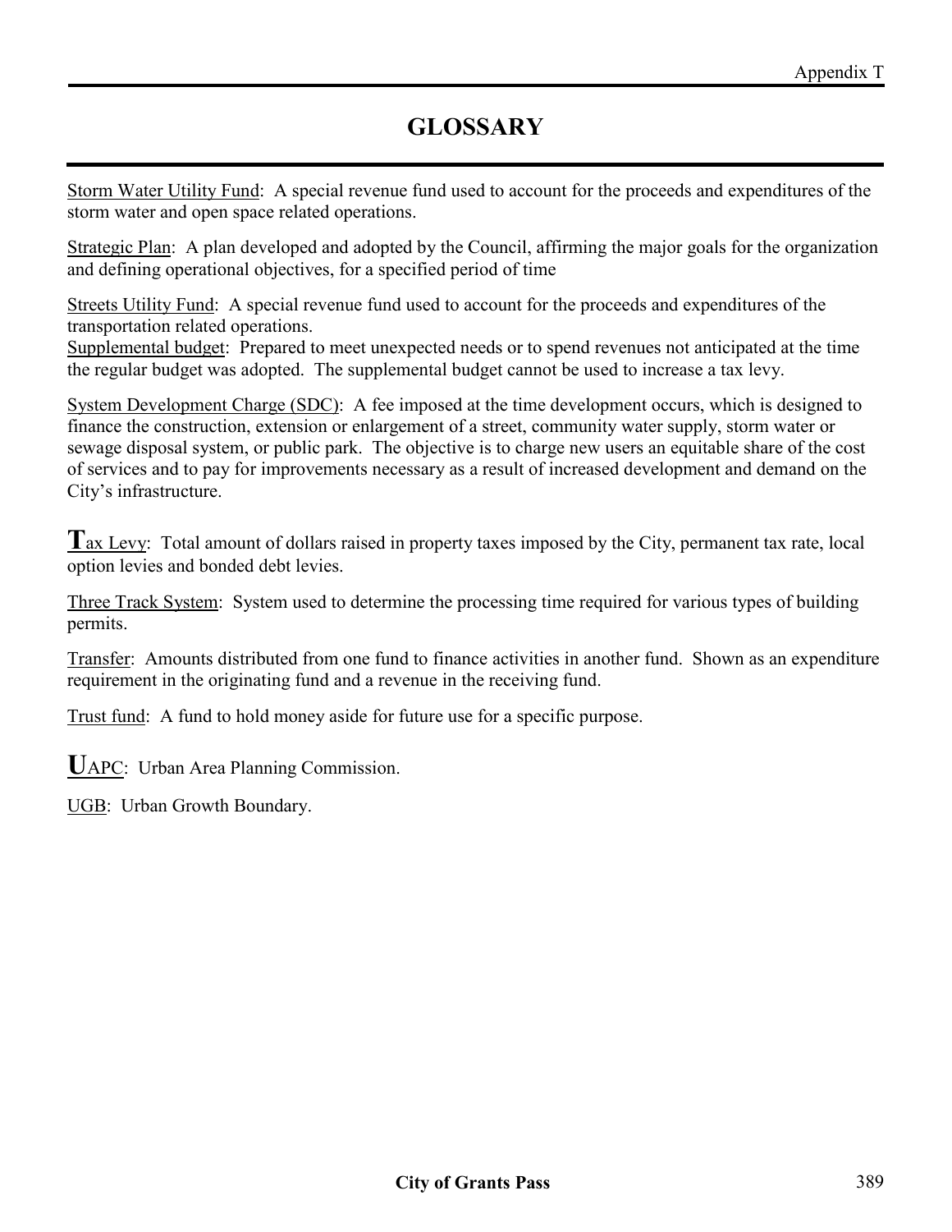# GLOSSARY

Storm Water Utility Fund: A special revenue fund used to account for the proceeds and expenditures of the storm water and open space related operations.

Strategic Plan: A plan developed and adopted by the Council, affirming the major goals for the organization and defining operational objectives, for a specified period of time

Streets Utility Fund: A special revenue fund used to account for the proceeds and expenditures of the transportation related operations.

Supplemental budget: Prepared to meet unexpected needs or to spend revenues not anticipated at the time the regular budget was adopted. The supplemental budget cannot be used to increase a tax levy.

System Development Charge (SDC): A fee imposed at the time development occurs, which is designed to finance the construction, extension or enlargement of a street, community water supply, storm water or sewage disposal system, or public park. The objective is to charge new users an equitable share of the cost of services and to pay for improvements necessary as a result of increased development and demand on the City's infrastructure.

**T**ax Levy: Total amount of dollars raised in property taxes imposed by the City, permanent tax rate, local option levies and bonded debt levies.

Three Track System: System used to determine the processing time required for various types of building permits.

Transfer: Amounts distributed from one fund to finance activities in another fund. Shown as an expenditure requirement in the originating fund and a revenue in the receiving fund.

Trust fund: A fund to hold money aside for future use for a specific purpose.

**U**APC: Urban Area Planning Commission.

UGB: Urban Growth Boundary.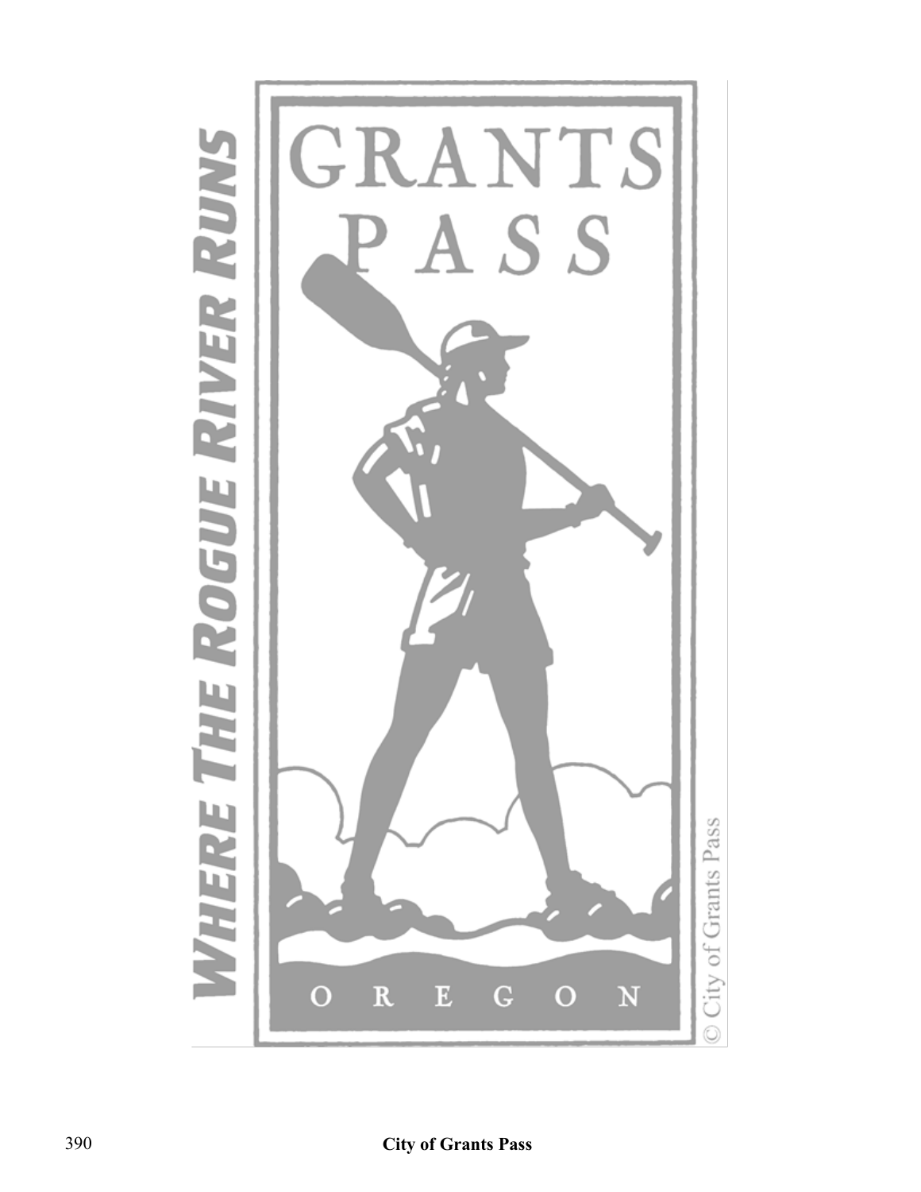GRANTS PASS

WHERE THE ROGUE RIVER RUNS

OREGON

© City of Grants Pass